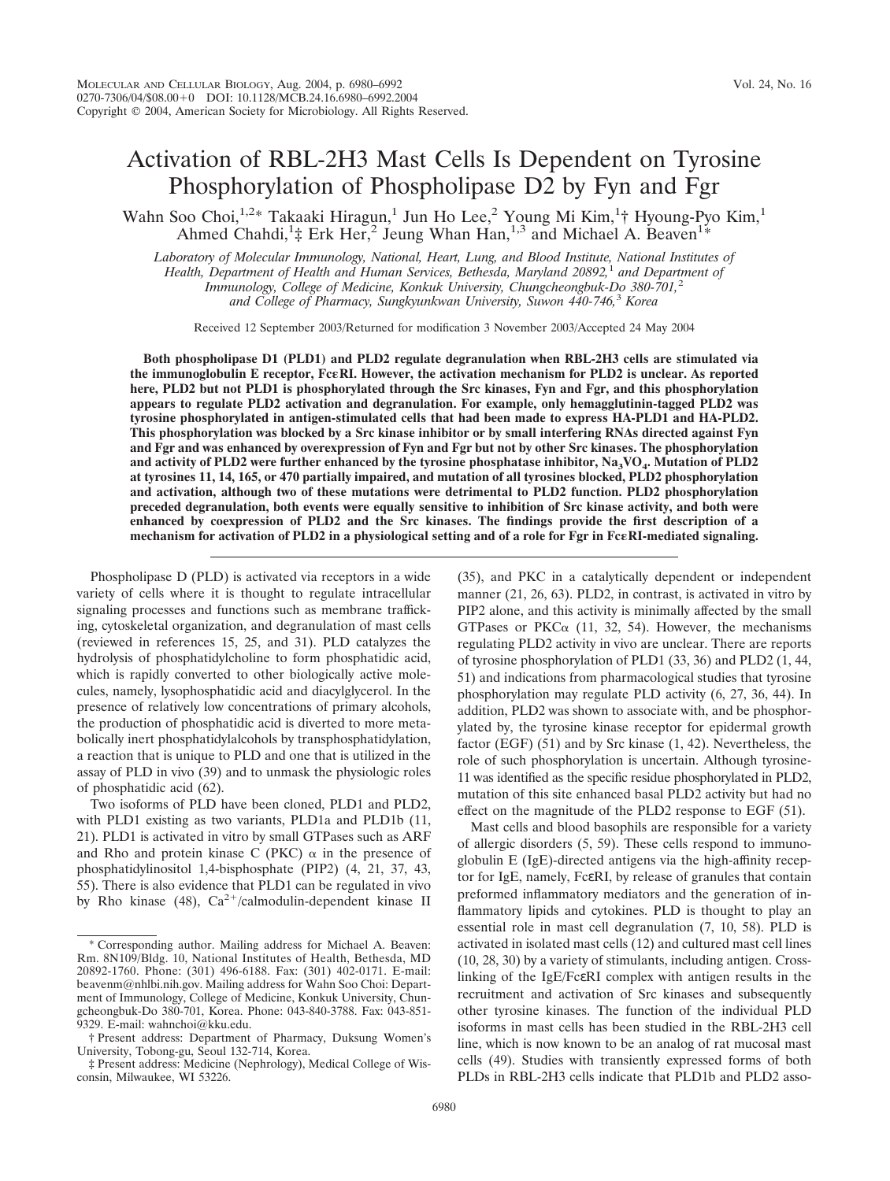# Activation of RBL-2H3 Mast Cells Is Dependent on Tyrosine Phosphorylation of Phospholipase D2 by Fyn and Fgr

Wahn Soo Choi,[1,2*] Takaaki Hiragun,[1] Jun Ho Lee,[2] Young Mi Kim,[1†] Hyoung-Pyo Kim,[1] Ahmed Chahdi,[1‡] Erk Her,[2] Jeung Whan Han,[1,3] and Michael A. Beaven[1*]

*Laboratory of Molecular Immunology, National, Heart, Lung, and Blood Institute, National Institutes of Health, Department of Health and Human Services, Bethesda, Maryland 20892,[1] and Department of Immunology, College of Medicine, Konkuk University, Chungcheongbuk-Do 380-701,[2] and College of Pharmacy, Sungkyunkwan University, Suwon 440-746,[3] Korea*

Received 12 September 2003/Returned for modification 3 November 2003/Accepted 24 May 2004

**Both phospholipase D1 (PLD1) and PLD2 regulate degranulation when RBL-2H3 cells are stimulated via the immunoglobulin E receptor, FcεRI. However, the activation mechanism for PLD2 is unclear. As reported here, PLD2 but not PLD1 is phosphorylated through the Src kinases, Fyn and Fgr, and this phosphorylation appears to regulate PLD2 activation and degranulation. For example, only hemagglutinin-tagged PLD2 was tyrosine phosphorylated in antigen-stimulated cells that had been made to express HA-PLD1 and HA-PLD2. This phosphorylation was blocked by a Src kinase inhibitor or by small interfering RNAs directed against Fyn and Fgr and was enhanced by overexpression of Fyn and Fgr but not by other Src kinases. The phosphorylation and activity of PLD2 were further enhanced by the tyrosine phosphatase inhibitor, $Na_3VO_4$. Mutation of PLD2 at tyrosines 11, 14, 165, or 470 partially impaired, and mutation of all tyrosines blocked, PLD2 phosphorylation and activation, although two of these mutations were detrimental to PLD2 function. PLD2 phosphorylation preceded degranulation, both events were equally sensitive to inhibition of Src kinase activity, and both were enhanced by coexpression of PLD2 and the Src kinases. The findings provide the first description of a mechanism for activation of PLD2 in a physiological setting and of a role for Fgr in FcεRI-mediated signaling.**

Phospholipase D (PLD) is activated via receptors in a wide variety of cells where it is thought to regulate intracellular signaling processes and functions such as membrane trafficking, cytoskeletal organization, and degranulation of mast cells (reviewed in references 15, 25, and 31). PLD catalyzes the hydrolysis of phosphatidylcholine to form phosphatidic acid, which is rapidly converted to other biologically active molecules, namely, lysophosphatidic acid and diacylglycerol. In the presence of relatively low concentrations of primary alcohols, the production of phosphatidic acid is diverted to more metabolically inert phosphatidylalcohols by transphosphatidylation, a reaction that is unique to PLD and one that is utilized in the assay of PLD in vivo (39) and to unmask the physiologic roles of phosphatidic acid (62).

Two isoforms of PLD have been cloned, PLD1 and PLD2, with PLD1 existing as two variants, PLD1a and PLD1b (11, 21). PLD1 is activated in vitro by small GTPases such as ARF and Rho and protein kinase C (PKC) α in the presence of phosphatidylinositol 1,4-bisphosphate (PIP2) (4, 21, 37, 43, 55). There is also evidence that PLD1 can be regulated in vivo by Rho kinase (48), $Ca^{2+}$/calmodulin-dependent kinase II (35), and PKC in a catalytically dependent or independent manner (21, 26, 63). PLD2, in contrast, is activated in vitro by PIP2 alone, and this activity is minimally affected by the small GTPases or PKCα (11, 32, 54). However, the mechanisms regulating PLD2 activity in vivo are unclear. There are reports of tyrosine phosphorylation of PLD1 (33, 36) and PLD2 (1, 44, 51) and indications from pharmacological studies that tyrosine phosphorylation may regulate PLD activity (6, 27, 36, 44). In addition, PLD2 was shown to associate with, and be phosphorylated by, the tyrosine kinase receptor for epidermal growth factor (EGF) (51) and by Src kinase (1, 42). Nevertheless, the role of such phosphorylation is uncertain. Although tyrosine-11 was identified as the specific residue phosphorylated in PLD2, mutation of this site enhanced basal PLD2 activity but had no effect on the magnitude of the PLD2 response to EGF (51).

Mast cells and blood basophils are responsible for a variety of allergic disorders (5, 59). These cells respond to immunoglobulin E (IgE)-directed antigens via the high-affinity receptor for IgE, namely, FcεRI, by release of granules that contain preformed inflammatory mediators and the generation of inflammatory lipids and cytokines. PLD is thought to play an essential role in mast cell degranulation (7, 10, 58). PLD is activated in isolated mast cells (12) and cultured mast cell lines (10, 28, 30) by a variety of stimulants, including antigen. Cross-linking of the IgE/FcεRI complex with antigen results in the recruitment and activation of Src kinases and subsequently other tyrosine kinases. The function of the individual PLD isoforms in mast cells has been studied in the RBL-2H3 cell line, which is now known to be an analog of rat mucosal mast cells (49). Studies with transiently expressed forms of both PLDs in RBL-2H3 cells indicate that PLD1b and PLD2 asso-

\* Corresponding author. Mailing address for Michael A. Beaven: Rm. 8N109/Bldg. 10, National Institutes of Health, Bethesda, MD 20892-1760. Phone: (301) 496-6188. Fax: (301) 402-0171. E-mail: beavenm@nhlbi.nih.gov. Mailing address for Wahn Soo Choi: Department of Immunology, College of Medicine, Konkuk University, Chungcheongbuk-Do 380-701, Korea. Phone: 043-840-3788. Fax: 043-851-9329. E-mail: wahnchoi@kku.edu.

† Present address: Department of Pharmacy, Duksung Women's University, Tobong-gu, Seoul 132-714, Korea.

‡ Present address: Medicine (Nephrology), Medical College of Wisconsin, Milwaukee, WI 53226.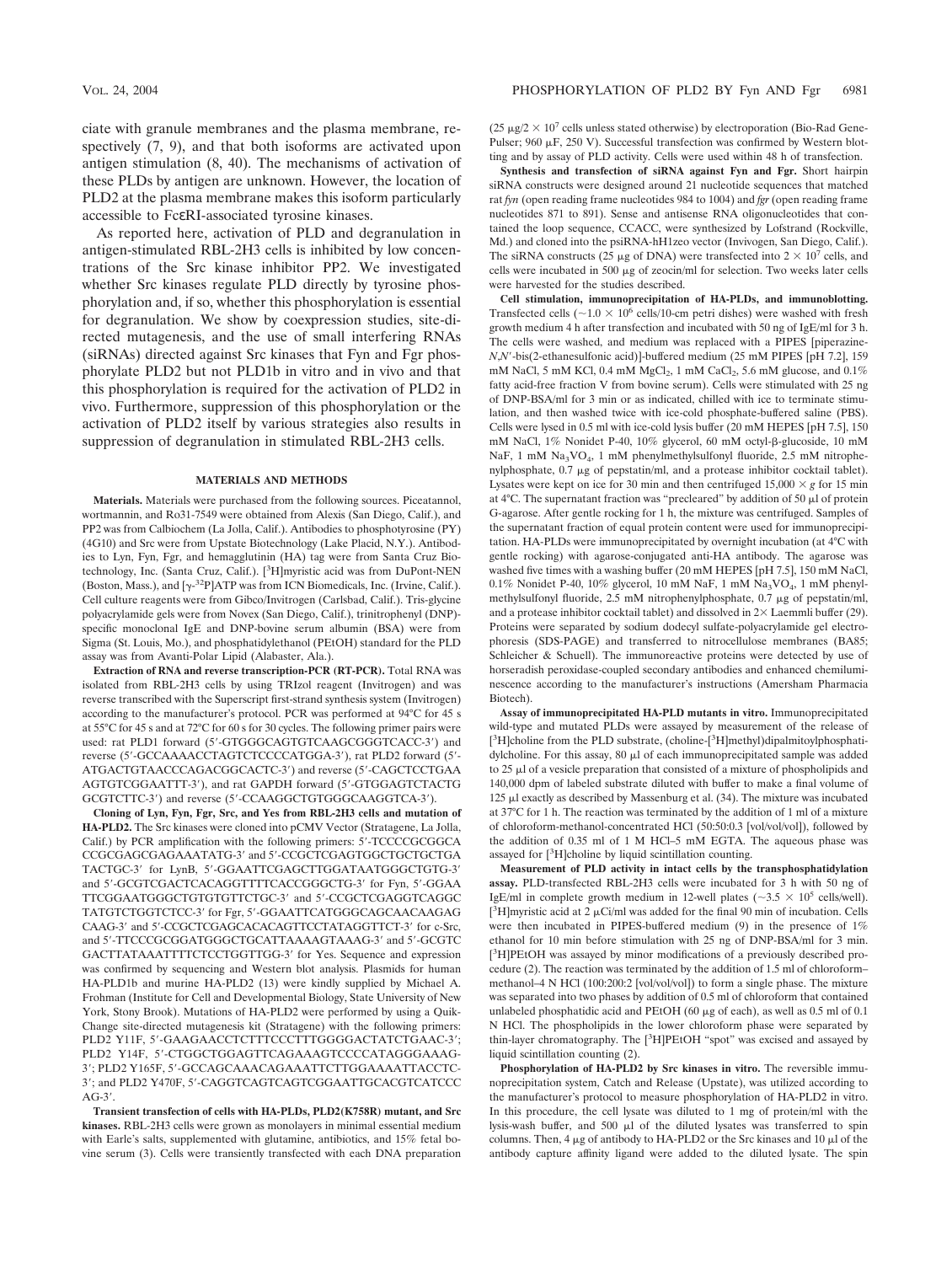ciate with granule membranes and the plasma membrane, respectively (7, 9), and that both isoforms are activated upon antigen stimulation (8, 40). The mechanisms of activation of these PLDs by antigen are unknown. However, the location of PLD2 at the plasma membrane makes this isoform particularly accessible to FcεRI-associated tyrosine kinases.

As reported here, activation of PLD and degranulation in antigen-stimulated RBL-2H3 cells is inhibited by low concentrations of the Src kinase inhibitor PP2. We investigated whether Src kinases regulate PLD directly by tyrosine phosphorylation and, if so, whether this phosphorylation is essential for degranulation. We show by coexpression studies, site-directed mutagenesis, and the use of small interfering RNAs (siRNAs) directed against Src kinases that Fyn and Fgr phosphorylate PLD2 but not PLD1b in vitro and in vivo and that this phosphorylation is required for the activation of PLD2 in vivo. Furthermore, suppression of this phosphorylation or the activation of PLD2 itself by various strategies also results in suppression of degranulation in stimulated RBL-2H3 cells.

## MATERIALS AND METHODS

**Materials.** Materials were purchased from the following sources. Piceatannol, wortmannin, and Ro31-7549 were obtained from Alexis (San Diego, Calif.), and PP2 was from Calbiochem (La Jolla, Calif.). Antibodies to phosphotyrosine (PY) (4G10) and Src were from Upstate Biotechnology (Lake Placid, N.Y.). Antibodies to Lyn, Fyn, Fgr, and hemagglutinin (HA) tag were from Santa Cruz Biotechnology, Inc. (Santa Cruz, Calif.). [$^3$H]myristic acid was from DuPont-NEN (Boston, Mass.), and [γ-$^{32}$P]ATP was from ICN Biomedicals, Inc. (Irvine, Calif.). Cell culture reagents were from Gibco/Invitrogen (Carlsbad, Calif.). Tris-glycine polyacrylamide gels were from Novex (San Diego, Calif.), trinitrophenyl (DNP)-specific monoclonal IgE and DNP-bovine serum albumin (BSA) were from Sigma (St. Louis, Mo.), and phosphatidylethanol (PEtOH) standard for the PLD assay was from Avanti-Polar Lipid (Alabaster, Ala.).

**Extraction of RNA and reverse transcription-PCR (RT-PCR).** Total RNA was isolated from RBL-2H3 cells by using TRIzol reagent (Invitrogen) and was reverse transcribed with the Superscript first-strand synthesis system (Invitrogen) according to the manufacturer's protocol. PCR was performed at 94°C for 45 s at 55°C for 45 s and at 72°C for 60 s for 30 cycles. The following primer pairs were used: rat PLD1 forward (5′-GTGGGCAGTGTCAAGCGGGTCACC-3′) and reverse (5′-GCCAAAACCTAGTCTCCCCATGGA-3′), rat PLD2 forward (5′-ATGACTGTAACCCAGACGGCACTC-3′) and reverse (5′-CAGCTCCTGAAAGTGTCGGAATTT-3′), and rat GAPDH forward (5′-GTGGAGTCTACTGGCGTCTTC-3′) and reverse (5′-CCAAGGCTGTGGGCAAGGTCA-3′).

**Cloning of Lyn, Fyn, Fgr, Src, and Yes from RBL-2H3 cells and mutation of HA-PLD2.** The Src kinases were cloned into pCMV Vector (Stratagene, La Jolla, Calif.) by PCR amplification with the following primers: 5′-TCCCCGCGGCACCGCGAGCGAGAAATATG-3′ and 5′-CCGCTCGAGTGGCTGCTGCTGATACTGC-3′ for LynB, 5′-GGAATTCGAGCTTGGATAATGGGCTGTG-3′ and 5′-GCGTCGACTCACAGGTTTTCACCGGGCTG-3′ for Fyn, 5′-GGAATTCGGAATGGGCTGTGTGTTCTGC-3′ and 5′-CCGCTCGAGGTCAGGCTATGTCTGGTCTCC-3′ for Fgr, 5′-GGAATTCATGGGCAGCAACAAGAGCAAG-3′ and 5′-CCGCTCGAGCACACAGTTCCTATAGGTTCT-3′ for c-Src, and 5′-TTCCCGCGGATGGGCTGCATTAAAAGTAAAG-3′ and 5′-GCGTCGACTTATAAATTTTCTCCTGGTTGG-3′ for Yes. Sequence and expression was confirmed by sequencing and Western blot analysis. Plasmids for human HA-PLD1b and murine HA-PLD2 (13) were kindly supplied by Michael A. Frohman (Institute for Cell and Developmental Biology, State University of New York, Stony Brook). Mutations of HA-PLD2 were performed by using a QuikChange site-directed mutagenesis kit (Stratagene) with the following primers: PLD2 Y11F, 5′-GAAGAACCTCTTTCCCTTTGGGGACTATCTGAAC-3′; PLD2 Y14F, 5′-CTGGCTGGAGTTCAGAAAGTCCCCATAGGGAAAG-3′; PLD2 Y165F, 5′-GCCAGCAAACAGAAATTCTTGGAAAATTACCTC-3′; and PLD2 Y470F, 5′-CAGGTCAGTCAGTCGGAATTGCACGTCATCCCAG-3′.

**Transient transfection of cells with HA-PLDs, PLD2(K758R) mutant, and Src kinases.** RBL-2H3 cells were grown as monolayers in minimal essential medium with Earle's salts, supplemented with glutamine, antibiotics, and 15% fetal bovine serum (3). Cells were transiently transfected with each DNA preparation (25 μg/2 × $10^7$ cells unless stated otherwise) by electroporation (Bio-Rad Gene-Pulser; 960 μF, 250 V). Successful transfection was confirmed by Western blotting and by assay of PLD activity. Cells were used within 48 h of transfection.

**Synthesis and transfection of siRNA against Fyn and Fgr.** Short hairpin siRNA constructs were designed around 21 nucleotide sequences that matched rat *fyn* (open reading frame nucleotides 984 to 1004) and *fgr* (open reading frame nucleotides 871 to 891). Sense and antisense RNA oligonucleotides that contained the loop sequence, CCACC, were synthesized by Lofstrand (Rockville, Md.) and cloned into the psiRNA-hH1zeo vector (Invivogen, San Diego, Calif.). The siRNA constructs (25 μg of DNA) were transfected into 2 × $10^7$ cells, and cells were incubated in 500 μg of zeocin/ml for selection. Two weeks later cells were harvested for the studies described.

**Cell stimulation, immunoprecipitation of HA-PLDs, and immunoblotting.** Transfected cells (∼1.0 × $10^6$ cells/10-cm petri dishes) were washed with fresh growth medium 4 h after transfection and incubated with 50 ng of IgE/ml for 3 h. The cells were washed, and medium was replaced with a PIPES [piperazine-*N*,*N*′-bis(2-ethanesulfonic acid)]-buffered medium (25 mM PIPES [pH 7.2], 159 mM NaCl, 5 mM KCl, 0.4 mM $MgCl_2$, 1 mM $CaCl_2$, 5.6 mM glucose, and 0.1% fatty acid-free fraction V from bovine serum). Cells were stimulated with 25 ng of DNP-BSA/ml for 3 min or as indicated, chilled with ice to terminate stimulation, and then washed twice with ice-cold phosphate-buffered saline (PBS). Cells were lysed in 0.5 ml with ice-cold lysis buffer (20 mM HEPES [pH 7.5], 150 mM NaCl, 1% Nonidet P-40, 10% glycerol, 60 mM octyl-β-glucoside, 10 mM NaF, 1 mM $Na_3VO_4$, 1 mM phenylmethylsulfonyl fluoride, 2.5 mM nitrophenylphosphate, 0.7 μg of pepstatin/ml, and a protease inhibitor cocktail tablet). Lysates were kept on ice for 30 min and then centrifuged 15,000 × *g* for 15 min at 4°C. The supernatant fraction was "precleared" by addition of 50 μl of protein G-agarose. After gentle rocking for 1 h, the mixture was centrifuged. Samples of the supernatant fraction of equal protein content were used for immunoprecipitation. HA-PLDs were immunoprecipitated by overnight incubation (at 4°C with gentle rocking) with agarose-conjugated anti-HA antibody. The agarose was washed five times with a washing buffer (20 mM HEPES [pH 7.5], 150 mM NaCl, 0.1% Nonidet P-40, 10% glycerol, 10 mM NaF, 1 mM $Na_3VO_4$, 1 mM phenylmethylsulfonyl fluoride, 2.5 mM nitrophenylphosphate, 0.7 μg of pepstatin/ml, and a protease inhibitor cocktail tablet) and dissolved in 2× Laemmli buffer (29). Proteins were separated by sodium dodecyl sulfate-polyacrylamide gel electrophoresis (SDS-PAGE) and transferred to nitrocellulose membranes (BA85; Schleicher & Schuell). The immunoreactive proteins were detected by use of horseradish peroxidase-coupled secondary antibodies and enhanced chemiluminescence according to the manufacturer's instructions (Amersham Pharmacia Biotech).

**Assay of immunoprecipitated HA-PLD mutants in vitro.** Immunoprecipitated wild-type and mutated PLDs were assayed by measurement of the release of [$^3$H]choline from the PLD substrate, (choline-[$^3$H]methyl)dipalmitoylphosphatidylcholine. For this assay, 80 μl of each immunoprecipitated sample was added to 25 μl of a vesicle preparation that consisted of a mixture of phospholipids and 140,000 dpm of labeled substrate diluted with buffer to make a final volume of 125 μl exactly as described by Massenburg et al. (34). The mixture was incubated at 37°C for 1 h. The reaction was terminated by the addition of 1 ml of a mixture of chloroform-methanol-concentrated HCl (50:50:0.3 [vol/vol/vol]), followed by the addition of 0.35 ml of 1 M HCl–5 mM EGTA. The aqueous phase was assayed for [$^3$H]choline by liquid scintillation counting.

**Measurement of PLD activity in intact cells by the transphosphatidylation assay.** PLD-transfected RBL-2H3 cells were incubated for 3 h with 50 ng of IgE/ml in complete growth medium in 12-well plates (∼3.5 × $10^5$ cells/well). [$^3$H]myristic acid at 2 μCi/ml was added for the final 90 min of incubation. Cells were then incubated in PIPES-buffered medium (9) in the presence of 1% ethanol for 10 min before stimulation with 25 ng of DNP-BSA/ml for 3 min. [$^3$H]PEtOH was assayed by minor modifications of a previously described procedure (2). The reaction was terminated by the addition of 1.5 ml of chloroform–methanol–4 N HCl (100:200:2 [vol/vol/vol]) to form a single phase. The mixture was separated into two phases by addition of 0.5 ml of chloroform that contained unlabeled phosphatidic acid and PEtOH (60 μg of each), as well as 0.5 ml of 0.1 N HCl. The phospholipids in the lower chloroform phase were separated by thin-layer chromatography. The [$^3$H]PEtOH "spot" was excised and assayed by liquid scintillation counting (2).

**Phosphorylation of HA-PLD2 by Src kinases in vitro.** The reversible immunoprecipitation system, Catch and Release (Upstate), was utilized according to the manufacturer's protocol to measure phosphorylation of HA-PLD2 in vitro. In this procedure, the cell lysate was diluted to 1 mg of protein/ml with the lysis-wash buffer, and 500 μl of the diluted lysates was transferred to spin columns. Then, 4 μg of antibody to HA-PLD2 or the Src kinases and 10 μl of the antibody capture affinity ligand were added to the diluted lysate. The spin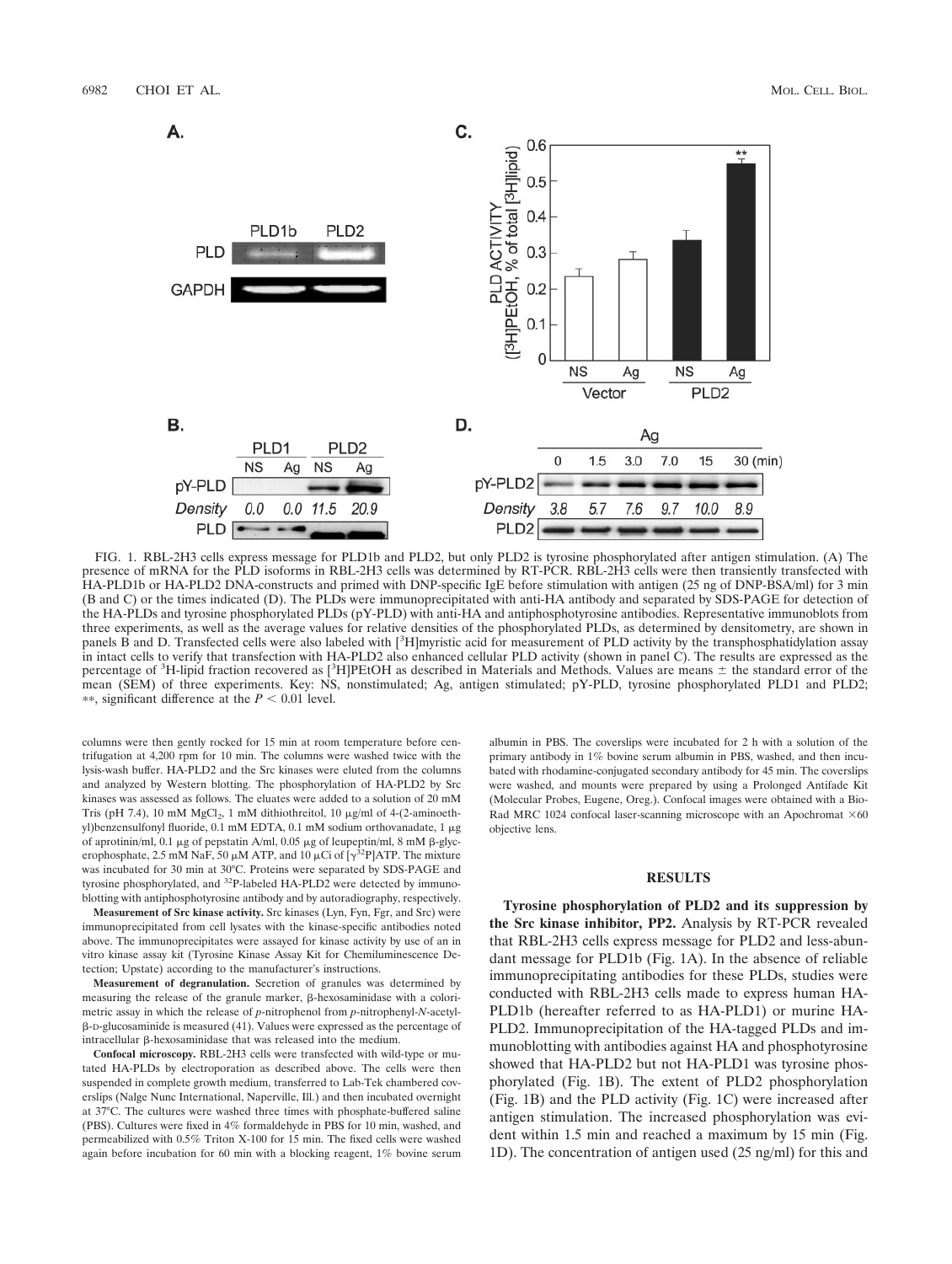FIG. 1. RBL-2H3 cells express message for PLD1b and PLD2, but only PLD2 is tyrosine phosphorylated after antigen stimulation. (A) The presence of mRNA for the PLD isoforms in RBL-2H3 cells was determined by RT-PCR. RBL-2H3 cells were then transiently transfected with HA-PLD1b or HA-PLD2 DNA-constructs and primed with DNP-specific IgE before stimulation with antigen (25 ng of DNP-BSA/ml) for 3 min (B and C) or the times indicated (D). The PLDs were immunoprecipitated with anti-HA antibody and separated by SDS-PAGE for detection of the HA-PLDs and tyrosine phosphorylated PLDs (pY-PLD) with anti-HA and antiphosphotyrosine antibodies. Representative immunoblots from three experiments, as well as the average values for relative densities of the phosphorylated PLDs, as determined by densitometry, are shown in panels B and D. Transfected cells were also labeled with [$^3$H]myristic acid for measurement of PLD activity by the transphosphatidylation assay in intact cells to verify that transfection with HA-PLD2 also enhanced cellular PLD activity (shown in panel C). The results are expressed as the percentage of $^3$H-lipid fraction recovered as [$^3$H]PEtOH as described in Materials and Methods. Values are means ± the standard error of the mean (SEM) of three experiments. Key: NS, nonstimulated; Ag, antigen stimulated; pY-PLD, tyrosine phosphorylated PLD1 and PLD2; **, significant difference at the $P < 0.01$ level.

columns were then gently rocked for 15 min at room temperature before centrifugation at 4,200 rpm for 10 min. The columns were washed twice with the lysis-wash buffer. HA-PLD2 and the Src kinases were eluted from the columns and analyzed by Western blotting. The phosphorylation of HA-PLD2 by Src kinases was assessed as follows. The eluates were added to a solution of 20 mM Tris (pH 7.4), 10 mM $MgCl_2$, 1 mM dithiothreitol, 10 μg/ml of 4-(2-aminoethyl)benzensulfonyl fluoride, 0.1 mM EDTA, 0.1 mM sodium orthovanadate, 1 μg of aprotinin/ml, 0.1 μg of pepstatin A/ml, 0.05 μg of leupeptin/ml, 8 mM β-glycerophosphate, 2.5 mM NaF, 50 μM ATP, and 10 μCi of [$\gamma^{32}$P]ATP. The mixture was incubated for 30 min at 30°C. Proteins were separated by SDS-PAGE and tyrosine phosphorylated, and $^{32}$P-labeled HA-PLD2 were detected by immunoblotting with antiphosphotyrosine antibody and by autoradiography, respectively.

**Measurement of Src kinase activity.** Src kinases (Lyn, Fyn, Fgr, and Src) were immunoprecipitated from cell lysates with the kinase-specific antibodies noted above. The immunoprecipitates were assayed for kinase activity by use of an in vitro kinase assay kit (Tyrosine Kinase Assay Kit for Chemiluminescence Detection; Upstate) according to the manufacturer's instructions.

**Measurement of degranulation.** Secretion of granules was determined by measuring the release of the granule marker, β-hexosaminidase with a colorimetric assay in which the release of *p*-nitrophenol from *p*-nitrophenyl-*N*-acetyl-β-D-glucosaminide is measured (41). Values were expressed as the percentage of intracellular β-hexosaminidase that was released into the medium.

**Confocal microscopy.** RBL-2H3 cells were transfected with wild-type or mutated HA-PLDs by electroporation as described above. The cells were then suspended in complete growth medium, transferred to Lab-Tek chambered coverslips (Nalge Nunc International, Naperville, Ill.) and then incubated overnight at 37°C. The cultures were washed three times with phosphate-buffered saline (PBS). Cultures were fixed in 4% formaldehyde in PBS for 10 min, washed, and permeabilized with 0.5% Triton X-100 for 15 min. The fixed cells were washed again before incubation for 60 min with a blocking reagent, 1% bovine serum albumin in PBS. The coverslips were incubated for 2 h with a solution of the primary antibody in 1% bovine serum albumin in PBS, washed, and then incubated with rhodamine-conjugated secondary antibody for 45 min. The coverslips were washed, and mounts were prepared by using a Prolonged Antifade Kit (Molecular Probes, Eugene, Oreg.). Confocal images were obtained with a Bio-Rad MRC 1024 confocal laser-scanning microscope with an Apochromat ×60 objective lens.

## RESULTS

**Tyrosine phosphorylation of PLD2 and its suppression by the Src kinase inhibitor, PP2.** Analysis by RT-PCR revealed that RBL-2H3 cells express message for PLD2 and less-abundant message for PLD1b (Fig. 1A). In the absence of reliable immunoprecipitating antibodies for these PLDs, studies were conducted with RBL-2H3 cells made to express human HA-PLD1b (hereafter referred to as HA-PLD1) or murine HA-PLD2. Immunoprecipitation of the HA-tagged PLDs and immunoblotting with antibodies against HA and phosphotyrosine showed that HA-PLD2 but not HA-PLD1 was tyrosine phosphorylated (Fig. 1B). The extent of PLD2 phosphorylation (Fig. 1B) and the PLD activity (Fig. 1C) were increased after antigen stimulation. The increased phosphorylation was evident within 1.5 min and reached a maximum by 15 min (Fig. 1D). The concentration of antigen used (25 ng/ml) for this and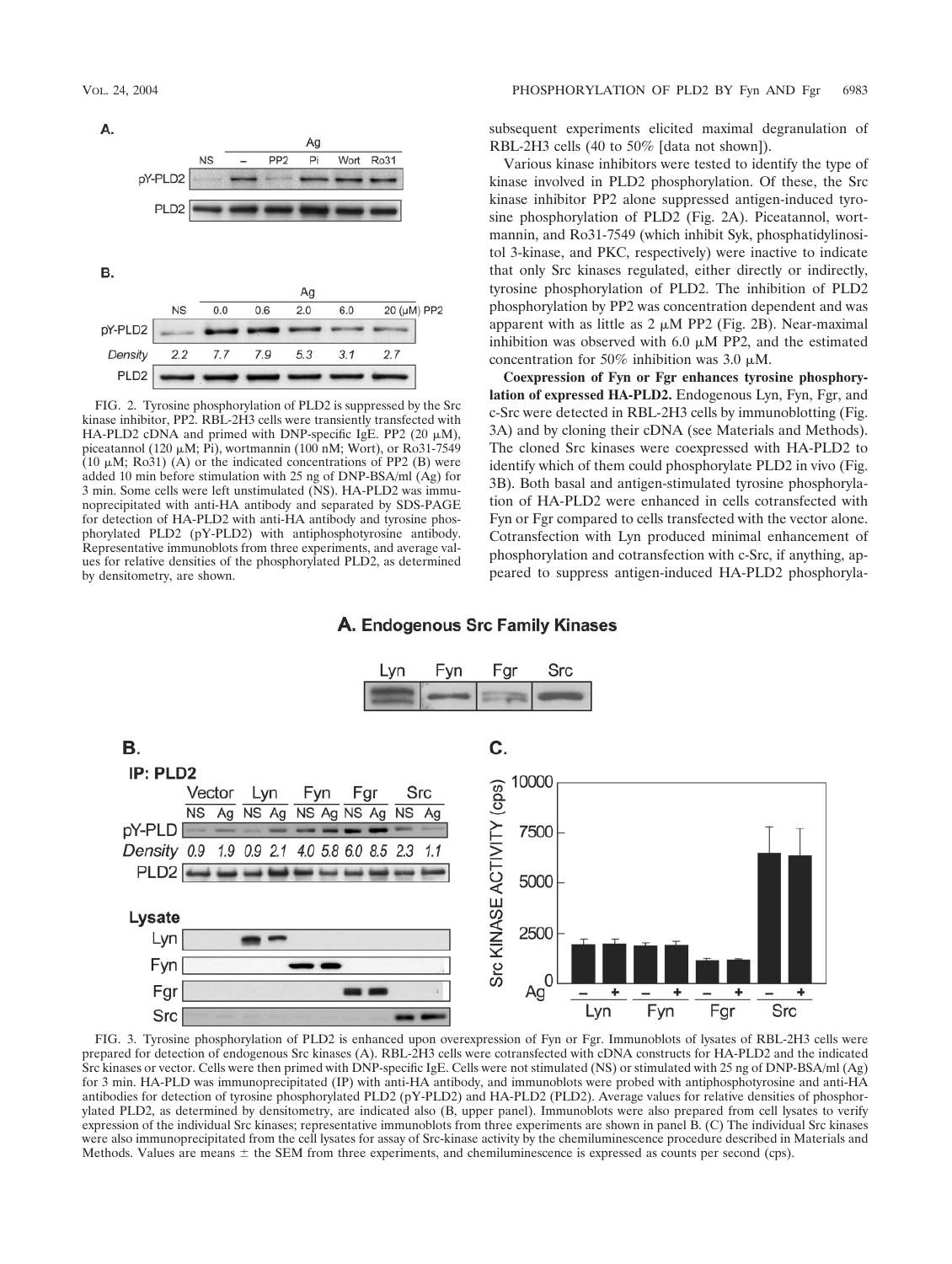FIG. 2. Tyrosine phosphorylation of PLD2 is suppressed by the Src kinase inhibitor, PP2. RBL-2H3 cells were transiently transfected with HA-PLD2 cDNA and primed with DNP-specific IgE. PP2 (20 μM), piceatannol (120 μM; Pi), wortmannin (100 nM; Wort), or Ro31-7549 (10 μM; Ro31) (A) or the indicated concentrations of PP2 (B) were added 10 min before stimulation with 25 ng of DNP-BSA/ml (Ag) for 3 min. Some cells were left unstimulated (NS). HA-PLD2 was immunoprecipitated with anti-HA antibody and separated by SDS-PAGE for detection of HA-PLD2 with anti-HA antibody and tyrosine phosphorylated PLD2 (pY-PLD2) with antiphosphotyrosine antibody. Representative immunoblots from three experiments, and average values for relative densities of the phosphorylated PLD2, as determined by densitometry, are shown.

subsequent experiments elicited maximal degranulation of RBL-2H3 cells (40 to 50% [data not shown]).

Various kinase inhibitors were tested to identify the type of kinase involved in PLD2 phosphorylation. Of these, the Src kinase inhibitor PP2 alone suppressed antigen-induced tyrosine phosphorylation of PLD2 (Fig. 2A). Piceatannol, wortmannin, and Ro31-7549 (which inhibit Syk, phosphatidylinositol 3-kinase, and PKC, respectively) were inactive to indicate that only Src kinases regulated, either directly or indirectly, tyrosine phosphorylation of PLD2. The inhibition of PLD2 phosphorylation by PP2 was concentration dependent and was apparent with as little as 2 μM PP2 (Fig. 2B). Near-maximal inhibition was observed with 6.0 μM PP2, and the estimated concentration for 50% inhibition was 3.0 μM.

**Coexpression of Fyn or Fgr enhances tyrosine phosphorylation of expressed HA-PLD2.** Endogenous Lyn, Fyn, Fgr, and c-Src were detected in RBL-2H3 cells by immunoblotting (Fig. 3A) and by cloning their cDNA (see Materials and Methods). The cloned Src kinases were coexpressed with HA-PLD2 to identify which of them could phosphorylate PLD2 in vivo (Fig. 3B). Both basal and antigen-stimulated tyrosine phosphorylation of HA-PLD2 were enhanced in cells cotransfected with Fyn or Fgr compared to cells transfected with the vector alone. Cotransfection with Lyn produced minimal enhancement of phosphorylation and cotransfection with c-Src, if anything, appeared to suppress antigen-induced HA-PLD2 phosphoryla-

FIG. 3. Tyrosine phosphorylation of PLD2 is enhanced upon overexpression of Fyn or Fgr. Immunoblots of lysates of RBL-2H3 cells were prepared for detection of endogenous Src kinases (A). RBL-2H3 cells were cotransfected with cDNA constructs for HA-PLD2 and the indicated Src kinases or vector. Cells were then primed with DNP-specific IgE. Cells were not stimulated (NS) or stimulated with 25 ng of DNP-BSA/ml (Ag) for 3 min. HA-PLD was immunoprecipitated (IP) with anti-HA antibody, and immunoblots were probed with antiphosphotyrosine and anti-HA antibodies for detection of tyrosine phosphorylated PLD2 (pY-PLD2) and HA-PLD2 (PLD2). Average values for relative densities of phosphorylated PLD2, as determined by densitometry, are indicated also (B, upper panel). Immunoblots were also prepared from cell lysates to verify expression of the individual Src kinases; representative immunoblots from three experiments are shown in panel B. (C) The individual Src kinases were also immunoprecipitated from the cell lysates for assay of Src-kinase activity by the chemiluminescence procedure described in Materials and Methods. Values are means ± the SEM from three experiments, and chemiluminescence is expressed as counts per second (cps).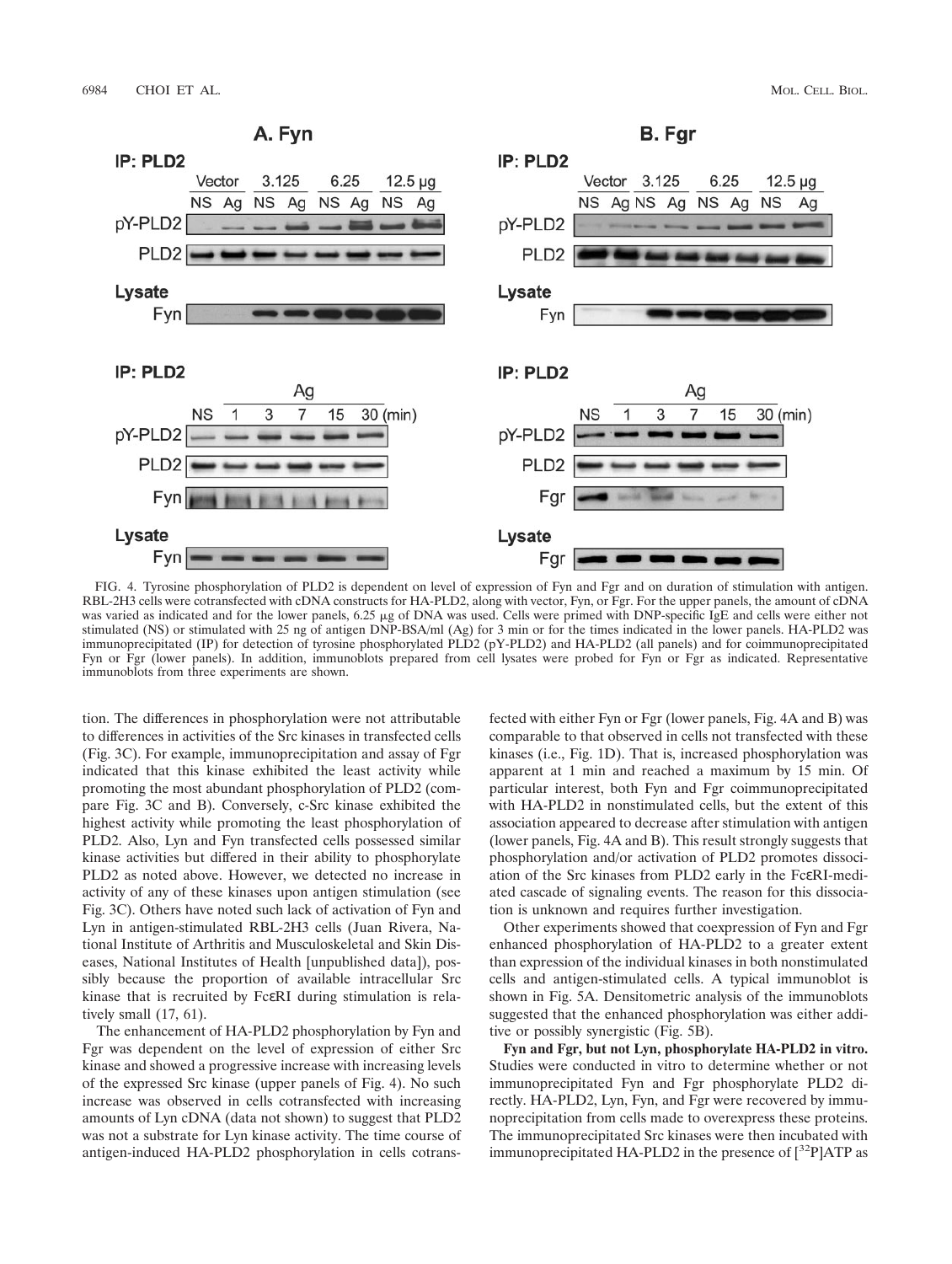FIG. 4. Tyrosine phosphorylation of PLD2 is dependent on level of expression of Fyn and Fgr and on duration of stimulation with antigen. RBL-2H3 cells were cotransfected with cDNA constructs for HA-PLD2, along with vector, Fyn, or Fgr. For the upper panels, the amount of cDNA was varied as indicated and for the lower panels, 6.25 μg of DNA was used. Cells were primed with DNP-specific IgE and cells were either not stimulated (NS) or stimulated with 25 ng of antigen DNP-BSA/ml (Ag) for 3 min or for the times indicated in the lower panels. HA-PLD2 was immunoprecipitated (IP) for detection of tyrosine phosphorylated PLD2 (pY-PLD2) and HA-PLD2 (all panels) and for coimmunoprecipitated Fyn or Fgr (lower panels). In addition, immunoblots prepared from cell lysates were probed for Fyn or Fgr as indicated. Representative immunoblots from three experiments are shown.

tion. The differences in phosphorylation were not attributable to differences in activities of the Src kinases in transfected cells (Fig. 3C). For example, immunoprecipitation and assay of Fgr indicated that this kinase exhibited the least activity while promoting the most abundant phosphorylation of PLD2 (compare Fig. 3C and B). Conversely, c-Src kinase exhibited the highest activity while promoting the least phosphorylation of PLD2. Also, Lyn and Fyn transfected cells possessed similar kinase activities but differed in their ability to phosphorylate PLD2 as noted above. However, we detected no increase in activity of any of these kinases upon antigen stimulation (see Fig. 3C). Others have noted such lack of activation of Fyn and Lyn in antigen-stimulated RBL-2H3 cells (Juan Rivera, National Institute of Arthritis and Musculoskeletal and Skin Diseases, National Institutes of Health [unpublished data]), possibly because the proportion of available intracellular Src kinase that is recruited by FcεRI during stimulation is relatively small (17, 61).

The enhancement of HA-PLD2 phosphorylation by Fyn and Fgr was dependent on the level of expression of either Src kinase and showed a progressive increase with increasing levels of the expressed Src kinase (upper panels of Fig. 4). No such increase was observed in cells cotransfected with increasing amounts of Lyn cDNA (data not shown) to suggest that PLD2 was not a substrate for Lyn kinase activity. The time course of antigen-induced HA-PLD2 phosphorylation in cells cotransfected with either Fyn or Fgr (lower panels, Fig. 4A and B) was comparable to that observed in cells not transfected with these kinases (i.e., Fig. 1D). That is, increased phosphorylation was apparent at 1 min and reached a maximum by 15 min. Of particular interest, both Fyn and Fgr coimmunoprecipitated with HA-PLD2 in nonstimulated cells, but the extent of this association appeared to decrease after stimulation with antigen (lower panels, Fig. 4A and B). This result strongly suggests that phosphorylation and/or activation of PLD2 promotes dissociation of the Src kinases from PLD2 early in the FcεRI-mediated cascade of signaling events. The reason for this dissociation is unknown and requires further investigation.

Other experiments showed that coexpression of Fyn and Fgr enhanced phosphorylation of HA-PLD2 to a greater extent than expression of the individual kinases in both nonstimulated cells and antigen-stimulated cells. A typical immunoblot is shown in Fig. 5A. Densitometric analysis of the immunoblots suggested that the enhanced phosphorylation was either additive or possibly synergistic (Fig. 5B).

**Fyn and Fgr, but not Lyn, phosphorylate HA-PLD2 in vitro.** Studies were conducted in vitro to determine whether or not immunoprecipitated Fyn and Fgr phosphorylate PLD2 directly. HA-PLD2, Lyn, Fyn, and Fgr were recovered by immunoprecipitation from cells made to overexpress these proteins. The immunoprecipitated Src kinases were then incubated with immunoprecipitated HA-PLD2 in the presence of [$^{32}$P]ATP as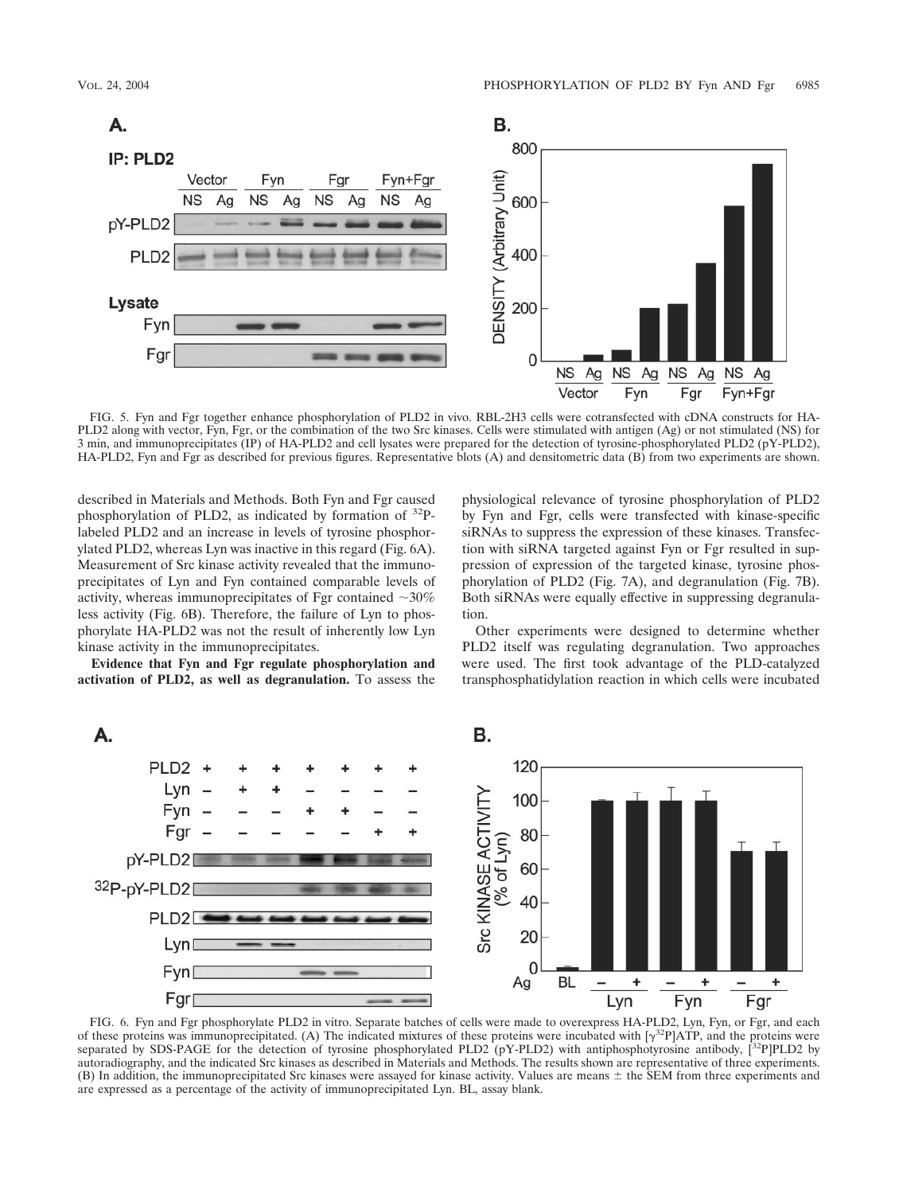FIG. 5. Fyn and Fgr together enhance phosphorylation of PLD2 in vivo. RBL-2H3 cells were cotransfected with cDNA constructs for HA-PLD2 along with vector, Fyn, Fgr, or the combination of the two Src kinases. Cells were stimulated with antigen (Ag) or not stimulated (NS) for 3 min, and immunoprecipitates (IP) of HA-PLD2 and cell lysates were prepared for the detection of tyrosine-phosphorylated PLD2 (pY-PLD2), HA-PLD2, Fyn and Fgr as described for previous figures. Representative blots (A) and densitometric data (B) from two experiments are shown.

described in Materials and Methods. Both Fyn and Fgr caused phosphorylation of PLD2, as indicated by formation of $^{32}$P-labeled PLD2 and an increase in levels of tyrosine phosphorylated PLD2, whereas Lyn was inactive in this regard (Fig. 6A). Measurement of Src kinase activity revealed that the immunoprecipitates of Lyn and Fyn contained comparable levels of activity, whereas immunoprecipitates of Fgr contained ~30% less activity (Fig. 6B). Therefore, the failure of Lyn to phosphorylate HA-PLD2 was not the result of inherently low Lyn kinase activity in the immunoprecipitates.

**Evidence that Fyn and Fgr regulate phosphorylation and activation of PLD2, as well as degranulation.** To assess the physiological relevance of tyrosine phosphorylation of PLD2 by Fyn and Fgr, cells were transfected with kinase-specific siRNAs to suppress the expression of these kinases. Transfection with siRNA targeted against Fyn or Fgr resulted in suppression of expression of the targeted kinase, tyrosine phosphorylation of PLD2 (Fig. 7A), and degranulation (Fig. 7B). Both siRNAs were equally effective in suppressing degranulation.

Other experiments were designed to determine whether PLD2 itself was regulating degranulation. Two approaches were used. The first took advantage of the PLD-catalyzed transphosphatidylation reaction in which cells were incubated

FIG. 6. Fyn and Fgr phosphorylate PLD2 in vitro. Separate batches of cells were made to overexpress HA-PLD2, Lyn, Fyn, or Fgr, and each of these proteins was immunoprecipitated. (A) The indicated mixtures of these proteins were incubated with [$\gamma^{32}$P]ATP, and the proteins were separated by SDS-PAGE for the detection of tyrosine phosphorylated PLD2 (pY-PLD2) with antiphosphotyrosine antibody, [$^{32}$P]PLD2 by autoradiography, and the indicated Src kinases as described in Materials and Methods. The results shown are representative of three experiments. (B) In addition, the immunoprecipitated Src kinases were assayed for kinase activity. Values are means ± the SEM from three experiments and are expressed as a percentage of the activity of immunoprecipitated Lyn. BL, assay blank.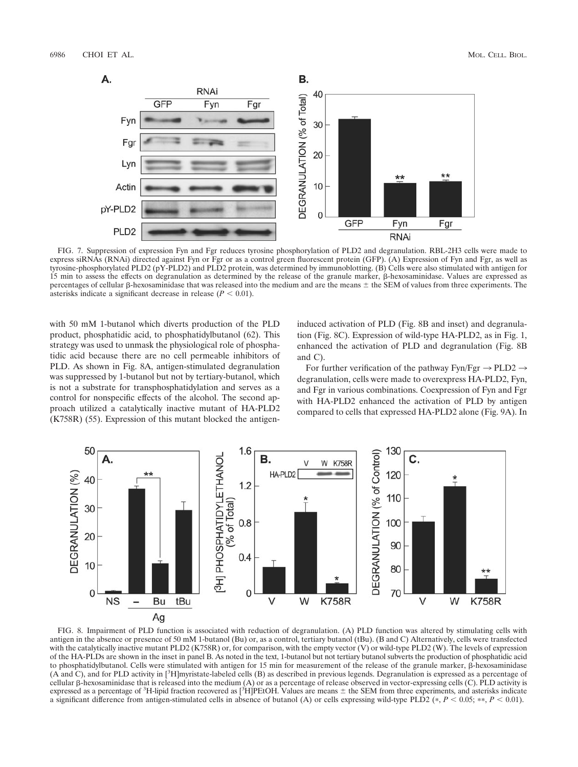FIG. 7. Suppression of expression Fyn and Fgr reduces tyrosine phosphorylation of PLD2 and degranulation. RBL-2H3 cells were made to express siRNAs (RNAi) directed against Fyn or Fgr or as a control green fluorescent protein (GFP). (A) Expression of Fyn and Fgr, as well as tyrosine-phosphorylated PLD2 (pY-PLD2) and PLD2 protein, was determined by immunoblotting. (B) Cells were also stimulated with antigen for 15 min to assess the effects on degranulation as determined by the release of the granule marker, β-hexosaminidase. Values are expressed as percentages of cellular β-hexosaminidase that was released into the medium and are the means ± the SEM of values from three experiments. The asterisks indicate a significant decrease in release ($P < 0.01$).

with 50 mM 1-butanol which diverts production of the PLD product, phosphatidic acid, to phosphatidylbutanol (62). This strategy was used to unmask the physiological role of phosphatidic acid because there are no cell permeable inhibitors of PLD. As shown in Fig. 8A, antigen-stimulated degranulation was suppressed by 1-butanol but not by tertiary-butanol, which is not a substrate for transphosphatidylation and serves as a control for nonspecific effects of the alcohol. The second approach utilized a catalytically inactive mutant of HA-PLD2 (K758R) (55). Expression of this mutant blocked the antigen-induced activation of PLD (Fig. 8B and inset) and degranulation (Fig. 8C). Expression of wild-type HA-PLD2, as in Fig. 1, enhanced the activation of PLD and degranulation (Fig. 8B and C).

For further verification of the pathway Fyn/Fgr → PLD2 → degranulation, cells were made to overexpress HA-PLD2, Fyn, and Fgr in various combinations. Coexpression of Fyn and Fgr with HA-PLD2 enhanced the activation of PLD by antigen compared to cells that expressed HA-PLD2 alone (Fig. 9A). In

FIG. 8. Impairment of PLD function is associated with reduction of degranulation. (A) PLD function was altered by stimulating cells with antigen in the absence or presence of 50 mM 1-butanol (Bu) or, as a control, tertiary butanol (tBu). (B and C) Alternatively, cells were transfected with the catalytically inactive mutant PLD2 (K758R) or, for comparison, with the empty vector (V) or wild-type PLD2 (W). The levels of expression of the HA-PLDs are shown in the inset in panel B. As noted in the text, 1-butanol but not tertiary butanol subverts the production of phosphatidic acid to phosphatidylbutanol. Cells were stimulated with antigen for 15 min for measurement of the release of the granule marker, β-hexosaminidase (A and C), and for PLD activity in [$^3$H]myristate-labeled cells (B) as described in previous legends. Degranulation is expressed as a percentage of cellular β-hexosaminidase that is released into the medium (A) or as a percentage of release observed in vector-expressing cells (C). PLD activity is expressed as a percentage of $^3$H-lipid fraction recovered as [$^3$H]PEtOH. Values are means ± the SEM from three experiments, and asterisks indicate a significant difference from antigen-stimulated cells in absence of butanol (A) or cells expressing wild-type PLD2 (*, $P < 0.05$; **, $P < 0.01$).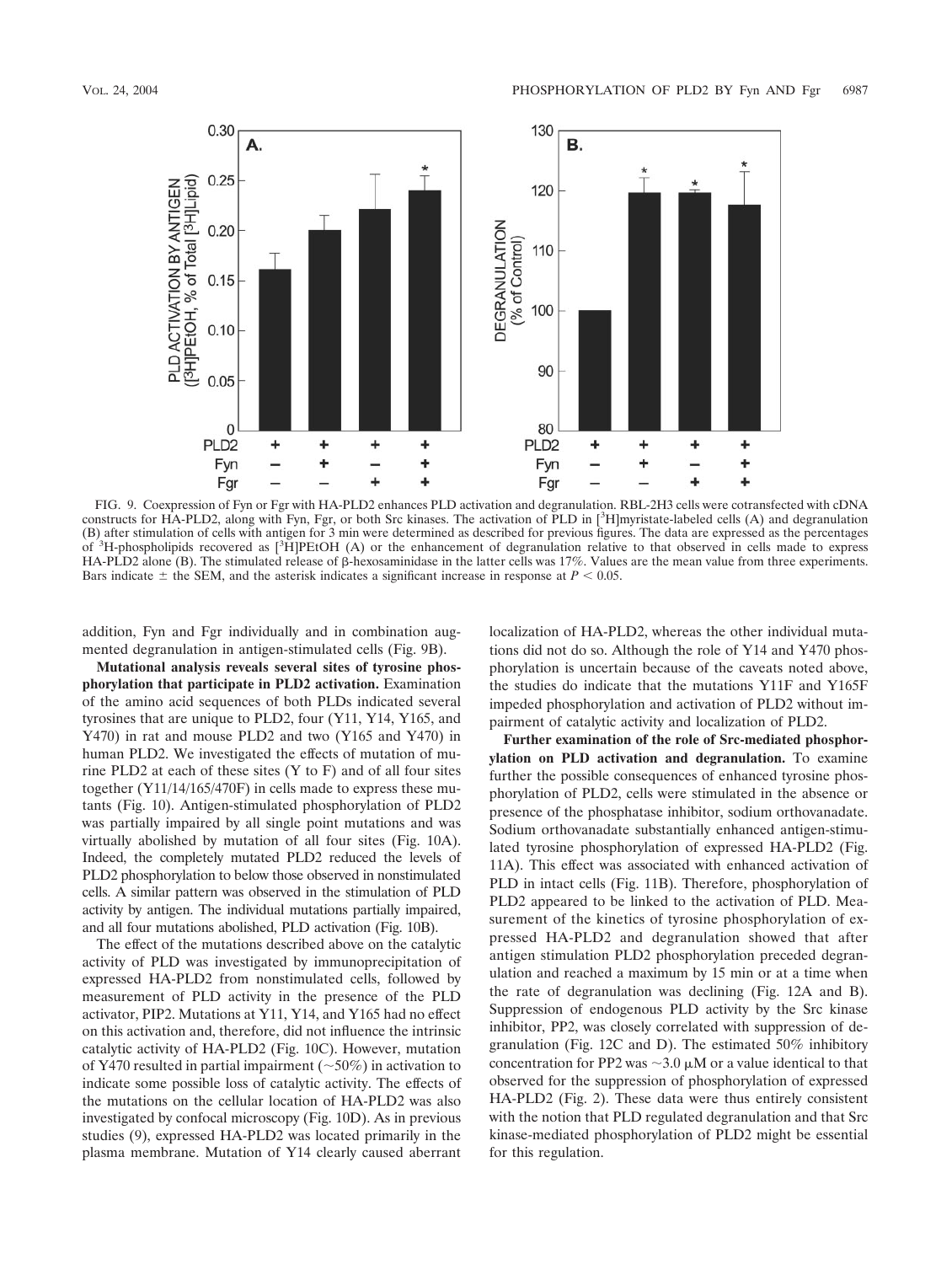FIG. 9. Coexpression of Fyn or Fgr with HA-PLD2 enhances PLD activation and degranulation. RBL-2H3 cells were cotransfected with cDNA constructs for HA-PLD2, along with Fyn, Fgr, or both Src kinases. The activation of PLD in [$^3$H]myristate-labeled cells (A) and degranulation (B) after stimulation of cells with antigen for 3 min were determined as described for previous figures. The data are expressed as the percentages of $^3$H-phospholipids recovered as [$^3$H]PEtOH (A) or the enhancement of degranulation relative to that observed in cells made to express HA-PLD2 alone (B). The stimulated release of β-hexosaminidase in the latter cells was 17%. Values are the mean value from three experiments. Bars indicate ± the SEM, and the asterisk indicates a significant increase in response at $P < 0.05$.

addition, Fyn and Fgr individually and in combination augmented degranulation in antigen-stimulated cells (Fig. 9B).

**Mutational analysis reveals several sites of tyrosine phosphorylation that participate in PLD2 activation.** Examination of the amino acid sequences of both PLDs indicated several tyrosines that are unique to PLD2, four (Y11, Y14, Y165, and Y470) in rat and mouse PLD2 and two (Y165 and Y470) in human PLD2. We investigated the effects of mutation of murine PLD2 at each of these sites (Y to F) and of all four sites together (Y11/14/165/470F) in cells made to express these mutants (Fig. 10). Antigen-stimulated phosphorylation of PLD2 was partially impaired by all single point mutations and was virtually abolished by mutation of all four sites (Fig. 10A). Indeed, the completely mutated PLD2 reduced the levels of PLD2 phosphorylation to below those observed in nonstimulated cells. A similar pattern was observed in the stimulation of PLD activity by antigen. The individual mutations partially impaired, and all four mutations abolished, PLD activation (Fig. 10B).

The effect of the mutations described above on the catalytic activity of PLD was investigated by immunoprecipitation of expressed HA-PLD2 from nonstimulated cells, followed by measurement of PLD activity in the presence of the PLD activator, PIP2. Mutations at Y11, Y14, and Y165 had no effect on this activation and, therefore, did not influence the intrinsic catalytic activity of HA-PLD2 (Fig. 10C). However, mutation of Y470 resulted in partial impairment (~50%) in activation to indicate some possible loss of catalytic activity. The effects of the mutations on the cellular location of HA-PLD2 was also investigated by confocal microscopy (Fig. 10D). As in previous studies (9), expressed HA-PLD2 was located primarily in the plasma membrane. Mutation of Y14 clearly caused aberrant localization of HA-PLD2, whereas the other individual mutations did not do so. Although the role of Y14 and Y470 phosphorylation is uncertain because of the caveats noted above, the studies do indicate that the mutations Y11F and Y165F impeded phosphorylation and activation of PLD2 without impairment of catalytic activity and localization of PLD2.

**Further examination of the role of Src-mediated phosphorylation on PLD activation and degranulation.** To examine further the possible consequences of enhanced tyrosine phosphorylation of PLD2, cells were stimulated in the absence or presence of the phosphatase inhibitor, sodium orthovanadate. Sodium orthovanadate substantially enhanced antigen-stimulated tyrosine phosphorylation of expressed HA-PLD2 (Fig. 11A). This effect was associated with enhanced activation of PLD in intact cells (Fig. 11B). Therefore, phosphorylation of PLD2 appeared to be linked to the activation of PLD. Measurement of the kinetics of tyrosine phosphorylation of expressed HA-PLD2 and degranulation showed that after antigen stimulation PLD2 phosphorylation preceded degranulation and reached a maximum by 15 min or at a time when the rate of degranulation was declining (Fig. 12A and B). Suppression of endogenous PLD activity by the Src kinase inhibitor, PP2, was closely correlated with suppression of degranulation (Fig. 12C and D). The estimated 50% inhibitory concentration for PP2 was ~3.0 μM or a value identical to that observed for the suppression of phosphorylation of expressed HA-PLD2 (Fig. 2). These data were thus entirely consistent with the notion that PLD regulated degranulation and that Src kinase-mediated phosphorylation of PLD2 might be essential for this regulation.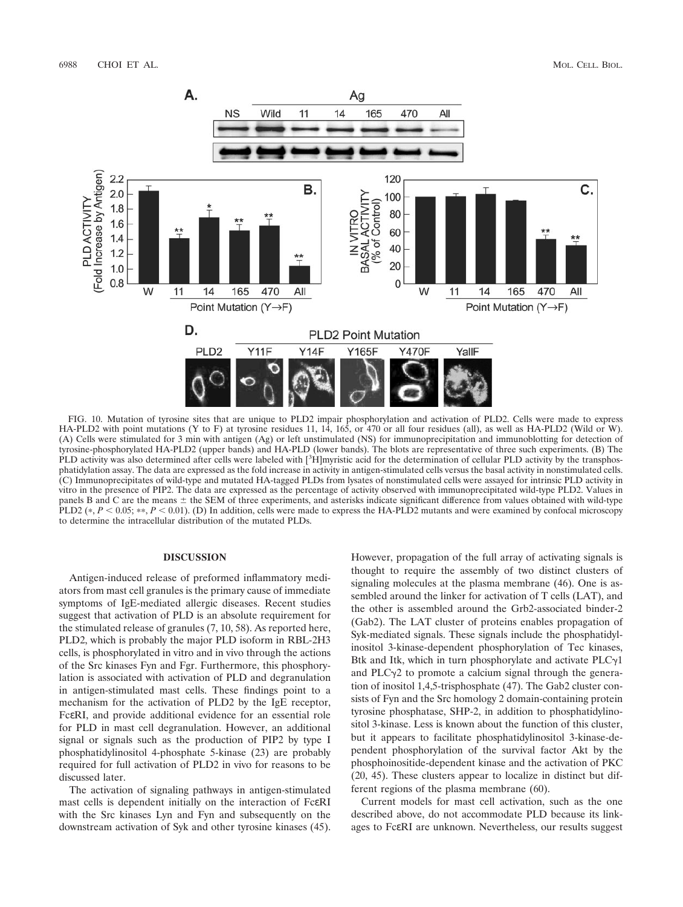FIG. 10. Mutation of tyrosine sites that are unique to PLD2 impair phosphorylation and activation of PLD2. Cells were made to express HA-PLD2 with point mutations (Y to F) at tyrosine residues 11, 14, 165, or 470 or all four residues (all), as well as HA-PLD2 (Wild or W). (A) Cells were stimulated for 3 min with antigen (Ag) or left unstimulated (NS) for immunoprecipitation and immunoblotting for detection of tyrosine-phosphorylated HA-PLD2 (upper bands) and HA-PLD (lower bands). The blots are representative of three such experiments. (B) The PLD activity was also determined after cells were labeled with [$^3$H]myristic acid for the determination of cellular PLD activity by the transphosphatidylation assay. The data are expressed as the fold increase in activity in antigen-stimulated cells versus the basal activity in nonstimulated cells. (C) Immunoprecipitates of wild-type and mutated HA-tagged PLDs from lysates of nonstimulated cells were assayed for intrinsic PLD activity in vitro in the presence of PIP2. The data are expressed as the percentage of activity observed with immunoprecipitated wild-type PLD2. Values in panels B and C are the means ± the SEM of three experiments, and asterisks indicate significant difference from values obtained with wild-type PLD2 (*, $P < 0.05$; **, $P < 0.01$). (D) In addition, cells were made to express the HA-PLD2 mutants and were examined by confocal microscopy to determine the intracellular distribution of the mutated PLDs.

## DISCUSSION

Antigen-induced release of preformed inflammatory mediators from mast cell granules is the primary cause of immediate symptoms of IgE-mediated allergic diseases. Recent studies suggest that activation of PLD is an absolute requirement for the stimulated release of granules (7, 10, 58). As reported here, PLD2, which is probably the major PLD isoform in RBL-2H3 cells, is phosphorylated in vitro and in vivo through the actions of the Src kinases Fyn and Fgr. Furthermore, this phosphorylation is associated with activation of PLD and degranulation in antigen-stimulated mast cells. These findings point to a mechanism for the activation of PLD2 by the IgE receptor, FcεRI, and provide additional evidence for an essential role for PLD in mast cell degranulation. However, an additional signal or signals such as the production of PIP2 by type I phosphatidylinositol 4-phosphate 5-kinase (23) are probably required for full activation of PLD2 in vivo for reasons to be discussed later.

The activation of signaling pathways in antigen-stimulated mast cells is dependent initially on the interaction of FcεRI with the Src kinases Lyn and Fyn and subsequently on the downstream activation of Syk and other tyrosine kinases (45). However, propagation of the full array of activating signals is thought to require the assembly of two distinct clusters of signaling molecules at the plasma membrane (46). One is assembled around the linker for activation of T cells (LAT), and the other is assembled around the Grb2-associated binder-2 (Gab2). The LAT cluster of proteins enables propagation of Syk-mediated signals. These signals include the phosphatidylinositol 3-kinase-dependent phosphorylation of Tec kinases, Btk and Itk, which in turn phosphorylate and activate PLCγ1 and PLCγ2 to promote a calcium signal through the generation of inositol 1,4,5-trisphosphate (47). The Gab2 cluster consists of Fyn and the Src homology 2 domain-containing protein tyrosine phosphatase, SHP-2, in addition to phosphatidylinositol 3-kinase. Less is known about the function of this cluster, but it appears to facilitate phosphatidylinositol 3-kinase-dependent phosphorylation of the survival factor Akt by the phosphoinositide-dependent kinase and the activation of PKC (20, 45). These clusters appear to localize in distinct but different regions of the plasma membrane (60).

Current models for mast cell activation, such as the one described above, do not accommodate PLD because its linkages to FcεRI are unknown. Nevertheless, our results suggest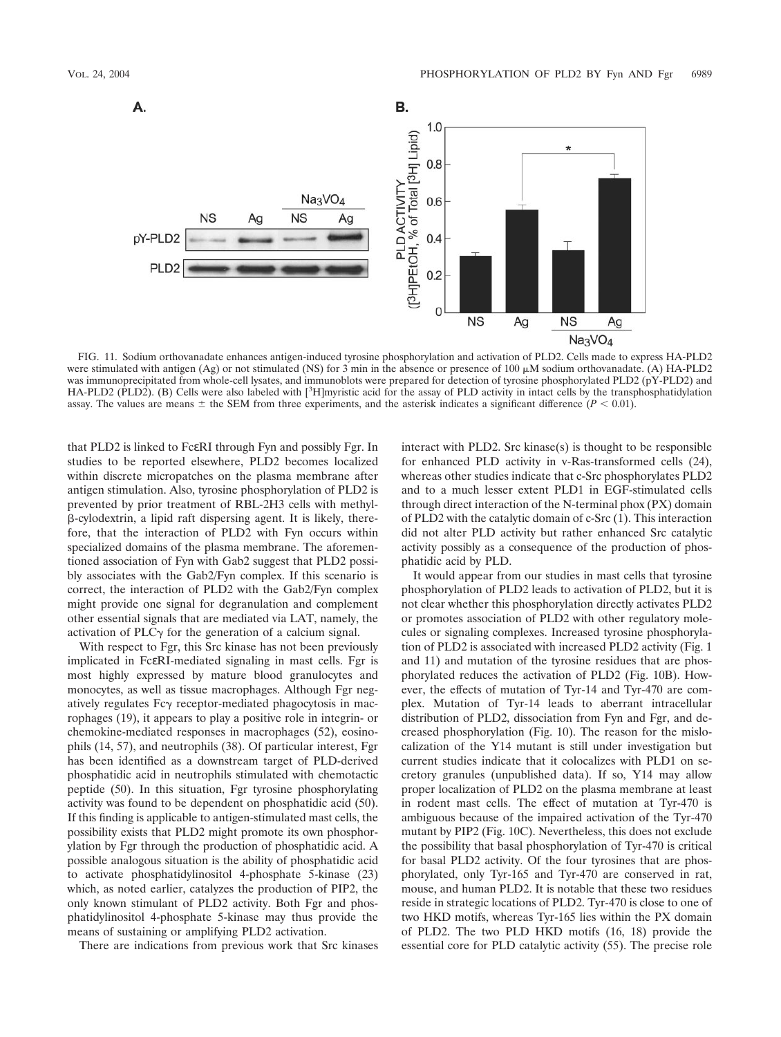FIG. 11. Sodium orthovanadate enhances antigen-induced tyrosine phosphorylation and activation of PLD2. Cells made to express HA-PLD2 were stimulated with antigen (Ag) or not stimulated (NS) for 3 min in the absence or presence of 100 μM sodium orthovanadate. (A) HA-PLD2 was immunoprecipitated from whole-cell lysates, and immunoblots were prepared for detection of tyrosine phosphorylated PLD2 (pY-PLD2) and HA-PLD2 (PLD2). (B) Cells were also labeled with [$^3$H]myristic acid for the assay of PLD activity in intact cells by the transphosphatidylation assay. The values are means ± the SEM from three experiments, and the asterisk indicates a significant difference ($P < 0.01$).

that PLD2 is linked to FcεRI through Fyn and possibly Fgr. In studies to be reported elsewhere, PLD2 becomes localized within discrete micropatches on the plasma membrane after antigen stimulation. Also, tyrosine phosphorylation of PLD2 is prevented by prior treatment of RBL-2H3 cells with methyl-β-cylodextrin, a lipid raft dispersing agent. It is likely, therefore, that the interaction of PLD2 with Fyn occurs within specialized domains of the plasma membrane. The aforementioned association of Fyn with Gab2 suggest that PLD2 possibly associates with the Gab2/Fyn complex. If this scenario is correct, the interaction of PLD2 with the Gab2/Fyn complex might provide one signal for degranulation and complement other essential signals that are mediated via LAT, namely, the activation of PLCγ for the generation of a calcium signal.

With respect to Fgr, this Src kinase has not been previously implicated in FcεRI-mediated signaling in mast cells. Fgr is most highly expressed by mature blood granulocytes and monocytes, as well as tissue macrophages. Although Fgr negatively regulates Fcγ receptor-mediated phagocytosis in macrophages (19), it appears to play a positive role in integrin- or chemokine-mediated responses in macrophages (52), eosinophils (14, 57), and neutrophils (38). Of particular interest, Fgr has been identified as a downstream target of PLD-derived phosphatidic acid in neutrophils stimulated with chemotactic peptide (50). In this situation, Fgr tyrosine phosphorylating activity was found to be dependent on phosphatidic acid (50). If this finding is applicable to antigen-stimulated mast cells, the possibility exists that PLD2 might promote its own phosphorylation by Fgr through the production of phosphatidic acid. A possible analogous situation is the ability of phosphatidic acid to activate phosphatidylinositol 4-phosphate 5-kinase (23) which, as noted earlier, catalyzes the production of PIP2, the only known stimulant of PLD2 activity. Both Fgr and phosphatidylinositol 4-phosphate 5-kinase may thus provide the means of sustaining or amplifying PLD2 activation.

There are indications from previous work that Src kinases interact with PLD2. Src kinase(s) is thought to be responsible for enhanced PLD activity in v-Ras-transformed cells (24), whereas other studies indicate that c-Src phosphorylates PLD2 and to a much lesser extent PLD1 in EGF-stimulated cells through direct interaction of the N-terminal phox (PX) domain of PLD2 with the catalytic domain of c-Src (1). This interaction did not alter PLD activity but rather enhanced Src catalytic activity possibly as a consequence of the production of phosphatidic acid by PLD.

It would appear from our studies in mast cells that tyrosine phosphorylation of PLD2 leads to activation of PLD2, but it is not clear whether this phosphorylation directly activates PLD2 or promotes association of PLD2 with other regulatory molecules or signaling complexes. Increased tyrosine phosphorylation of PLD2 is associated with increased PLD2 activity (Fig. 1 and 11) and mutation of the tyrosine residues that are phosphorylated reduces the activation of PLD2 (Fig. 10B). However, the effects of mutation of Tyr-14 and Tyr-470 are complex. Mutation of Tyr-14 leads to aberrant intracellular distribution of PLD2, dissociation from Fyn and Fgr, and decreased phosphorylation (Fig. 10). The reason for the mislocalization of the Y14 mutant is still under investigation but current studies indicate that it colocalizes with PLD1 on secretory granules (unpublished data). If so, Y14 may allow proper localization of PLD2 on the plasma membrane at least in rodent mast cells. The effect of mutation at Tyr-470 is ambiguous because of the impaired activation of the Tyr-470 mutant by PIP2 (Fig. 10C). Nevertheless, this does not exclude the possibility that basal phosphorylation of Tyr-470 is critical for basal PLD2 activity. Of the four tyrosines that are phosphorylated, only Tyr-165 and Tyr-470 are conserved in rat, mouse, and human PLD2. It is notable that these two residues reside in strategic locations of PLD2. Tyr-470 is close to one of two HKD motifs, whereas Tyr-165 lies within the PX domain of PLD2. The two PLD HKD motifs (16, 18) provide the essential core for PLD catalytic activity (55). The precise role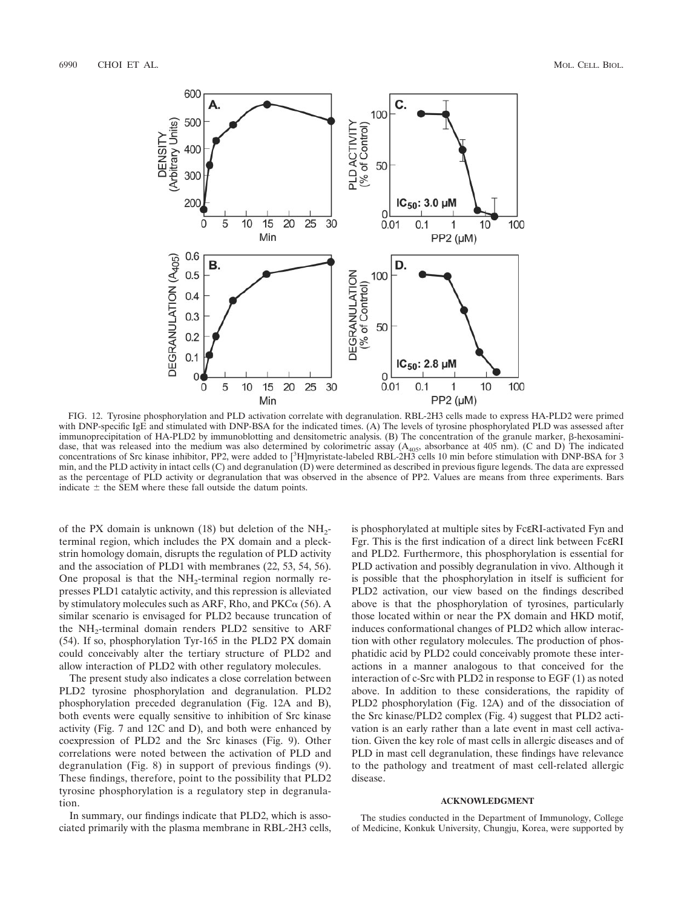FIG. 12. Tyrosine phosphorylation and PLD activation correlate with degranulation. RBL-2H3 cells made to express HA-PLD2 were primed with DNP-specific IgE and stimulated with DNP-BSA for the indicated times. (A) The levels of tyrosine phosphorylated PLD was assessed after immunoprecipitation of HA-PLD2 by immunoblotting and densitometric analysis. (B) The concentration of the granule marker, β-hexosaminidase, that was released into the medium was also determined by colorimetric assay ($A_{405}$, absorbance at 405 nm). (C and D) The indicated concentrations of Src kinase inhibitor, PP2, were added to [$^{3}$H]myristate-labeled RBL-2H3 cells 10 min before stimulation with DNP-BSA for 3 min, and the PLD activity in intact cells (C) and degranulation (D) were determined as described in previous figure legends. The data are expressed as the percentage of PLD activity or degranulation that was observed in the absence of PP2. Values are means from three experiments. Bars indicate ± the SEM where these fall outside the datum points.

of the PX domain is unknown (18) but deletion of the $NH_2$-terminal region, which includes the PX domain and a pleckstrin homology domain, disrupts the regulation of PLD activity and the association of PLD1 with membranes (22, 53, 54, 56). One proposal is that the $NH_2$-terminal region normally represses PLD1 catalytic activity, and this repression is alleviated by stimulatory molecules such as ARF, Rho, and PKCα (56). A similar scenario is envisaged for PLD2 because truncation of the $NH_2$-terminal domain renders PLD2 sensitive to ARF (54). If so, phosphorylation Tyr-165 in the PLD2 PX domain could conceivably alter the tertiary structure of PLD2 and allow interaction of PLD2 with other regulatory molecules.

The present study also indicates a close correlation between PLD2 tyrosine phosphorylation and degranulation. PLD2 phosphorylation preceded degranulation (Fig. 12A and B), both events were equally sensitive to inhibition of Src kinase activity (Fig. 7 and 12C and D), and both were enhanced by coexpression of PLD2 and the Src kinases (Fig. 9). Other correlations were noted between the activation of PLD and degranulation (Fig. 8) in support of previous findings (9). These findings, therefore, point to the possibility that PLD2 tyrosine phosphorylation is a regulatory step in degranulation.

In summary, our findings indicate that PLD2, which is associated primarily with the plasma membrane in RBL-2H3 cells, is phosphorylated at multiple sites by FcεRI-activated Fyn and Fgr. This is the first indication of a direct link between FcεRI and PLD2. Furthermore, this phosphorylation is essential for PLD activation and possibly degranulation in vivo. Although it is possible that the phosphorylation in itself is sufficient for PLD2 activation, our view based on the findings described above is that the phosphorylation of tyrosines, particularly those located within or near the PX domain and HKD motif, induces conformational changes of PLD2 which allow interaction with other regulatory molecules. The production of phosphatidic acid by PLD2 could conceivably promote these interactions in a manner analogous to that conceived for the interaction of c-Src with PLD2 in response to EGF (1) as noted above. In addition to these considerations, the rapidity of PLD2 phosphorylation (Fig. 12A) and of the dissociation of the Src kinase/PLD2 complex (Fig. 4) suggest that PLD2 activation is an early rather than a late event in mast cell activation. Given the key role of mast cells in allergic diseases and of PLD in mast cell degranulation, these findings have relevance to the pathology and treatment of mast cell-related allergic disease.

## ACKNOWLEDGMENT

The studies conducted in the Department of Immunology, College of Medicine, Konkuk University, Chungju, Korea, were supported by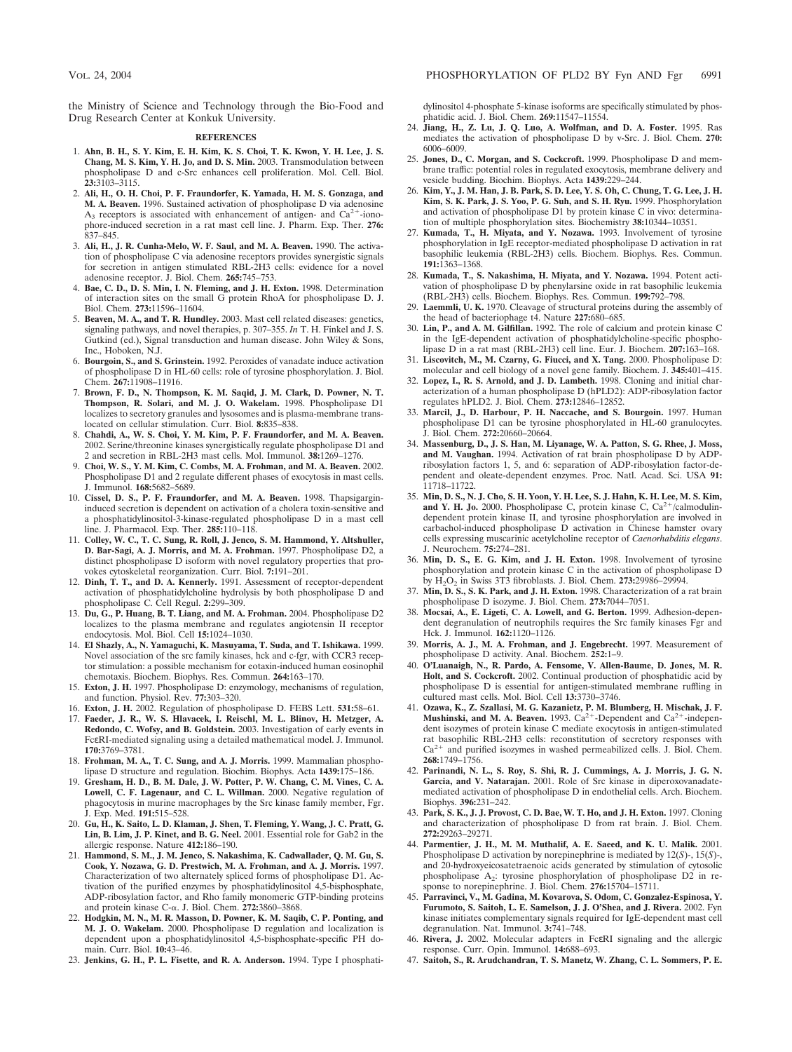the Ministry of Science and Technology through the Bio-Food and Drug Research Center at Konkuk University.

## REFERENCES

1. **Ahn, B. H., S. Y. Kim, E. H. Kim, K. S. Choi, T. K. Kwon, Y. H. Lee, J. S. Chang, M. S. Kim, Y. H. Jo, and D. S. Min.** 2003. Transmodulation between phospholipase D and c-Src enhances cell proliferation. Mol. Cell. Biol. **23:**3103–3115.
2. **Ali, H., O. H. Choi, P. F. Fraundorfer, K. Yamada, H. M. S. Gonzaga, and M. A. Beaven.** 1996. Sustained activation of phospholipase D via adenosine $A_3$ receptors is associated with enhancement of antigen- and $Ca^{2+}$-ionophore-induced secretion in a rat mast cell line. J. Pharm. Exp. Ther. **276:** 837–845.
3. **Ali, H., J. R. Cunha-Melo, W. F. Saul, and M. A. Beaven.** 1990. The activation of phospholipase C via adenosine receptors provides synergistic signals for secretion in antigen stimulated RBL-2H3 cells: evidence for a novel adenosine receptor. J. Biol. Chem. **265:**745–753.
4. **Bae, C. D., D. S. Min, I. N. Fleming, and J. H. Exton.** 1998. Determination of interaction sites on the small G protein RhoA for phospholipase D. J. Biol. Chem. **273:**11596–11604.
5. **Beaven, M. A., and T. R. Hundley.** 2003. Mast cell related diseases: genetics, signaling pathways, and novel therapies, p. 307–355. *In* T. H. Finkel and J. S. Gutkind (ed.), Signal transduction and human disease. John Wiley & Sons, Inc., Hoboken, N.J.
6. **Bourgoin, S., and S. Grinstein.** 1992. Peroxides of vanadate induce activation of phospholipase D in HL-60 cells: role of tyrosine phosphorylation. J. Biol. Chem. **267:**11908–11916.
7. **Brown, F. D., N. Thompson, K. M. Saqid, J. M. Clark, D. Powner, N. T. Thompson, R. Solari, and M. J. O. Wakelam.** 1998. Phospholipase D1 localizes to secretory granules and lysosomes and is plasma-membrane translocated on cellular stimulation. Curr. Biol. **8:**835–838.
8. **Chahdi, A., W. S. Choi, Y. M. Kim, P. F. Fraundorfer, and M. A. Beaven.** 2002. Serine/threonine kinases synergistically regulate phospholipase D1 and 2 and secretion in RBL-2H3 mast cells. Mol. Immunol. **38:**1269–1276.
9. **Choi, W. S., Y. M. Kim, C. Combs, M. A. Frohman, and M. A. Beaven.** 2002. Phospholipase D1 and 2 regulate different phases of exocytosis in mast cells. J. Immunol. **168:**5682–5689.
10. **Cissel, D. S., P. F. Fraundorfer, and M. A. Beaven.** 1998. Thapsigargin-induced secretion is dependent on activation of a cholera toxin-sensitive and a phosphatidylinositol-3-kinase-regulated phospholipase D in a mast cell line. J. Pharmacol. Exp. Ther. **285:**110–118.
11. **Colley, W. C., T. C. Sung, R. Roll, J. Jenco, S. M. Hammond, Y. Altshuller, D. Bar-Sagi, A. J. Morris, and M. A. Frohman.** 1997. Phospholipase D2, a distinct phospholipase D isoform with novel regulatory properties that provokes cytoskeletal reorganization. Curr. Biol. **7:**191–201.
12. **Dinh, T. T., and D. A. Kennerly.** 1991. Assessment of receptor-dependent activation of phosphatidylcholine hydrolysis by both phospholipase D and phospholipase C. Cell Regul. **2:**299–309.
13. **Du, G., P. Huang, B. T. Liang, and M. A. Frohman.** 2004. Phospholipase D2 localizes to the plasma membrane and regulates angiotensin II receptor endocytosis. Mol. Biol. Cell **15:**1024–1030.
14. **El Shazly, A., N. Yamaguchi, K. Masuyama, T. Suda, and T. Ishikawa.** 1999. Novel association of the src family kinases, hck and c-fgr, with CCR3 receptor stimulation: a possible mechanism for eotaxin-induced human eosinophil chemotaxis. Biochem. Biophys. Res. Commun. **264:**163–170.
15. **Exton, J. H.** 1997. Phospholipase D: enzymology, mechanisms of regulation, and function. Physiol. Rev. **77:**303–320.
16. **Exton, J. H.** 2002. Regulation of phospholipase D. FEBS Lett. **531:**58–61.
17. **Faeder, J. R., W. S. Hlavacek, I. Reischl, M. L. Blinov, H. Metzger, A. Redondo, C. Wofsy, and B. Goldstein.** 2003. Investigation of early events in FcεRI-mediated signaling using a detailed mathematical model. J. Immunol. **170:**3769–3781.
18. **Frohman, M. A., T. C. Sung, and A. J. Morris.** 1999. Mammalian phospholipase D structure and regulation. Biochim. Biophys. Acta **1439:**175–186.
19. **Gresham, H. D., B. M. Dale, J. W. Potter, P. W. Chang, C. M. Vines, C. A. Lowell, C. F. Lagenaur, and C. L. Willman.** 2000. Negative regulation of phagocytosis in murine macrophages by the Src kinase family member, Fgr. J. Exp. Med. **191:**515–528.
20. **Gu, H., K. Saito, L. D. Klaman, J. Shen, T. Fleming, Y. Wang, J. C. Pratt, G. Lin, B. Lim, J. P. Kinet, and B. G. Neel.** 2001. Essential role for Gab2 in the allergic response. Nature **412:**186–190.
21. **Hammond, S. M., J. M. Jenco, S. Nakashima, K. Cadwallader, Q. M. Gu, S. Cook, Y. Nozawa, G. D. Prestwich, M. A. Frohman, and A. J. Morris.** 1997. Characterization of two alternately spliced forms of phospholipase D1. Activation of the purified enzymes by phosphatidylinositol 4,5-bisphosphate, ADP-ribosylation factor, and Rho family monomeric GTP-binding proteins and protein kinase C-α. J. Biol. Chem. **272:**3860–3868.
22. **Hodgkin, M. N., M. R. Masson, D. Powner, K. M. Saqib, C. P. Ponting, and M. J. O. Wakelam.** 2000. Phospholipase D regulation and localization is dependent upon a phosphatidylinositol 4,5-bisphosphate-specific PH domain. Curr. Biol. **10:**43–46.
23. **Jenkins, G. H., P. L. Fisette, and R. A. Anderson.** 1994. Type I phosphatidylinositol 4-phosphate 5-kinase isoforms are specifically stimulated by phosphatidic acid. J. Biol. Chem. **269:**11547–11554.
24. **Jiang, H., Z. Lu, J. Q. Luo, A. Wolfman, and D. A. Foster.** 1995. Ras mediates the activation of phospholipase D by v-Src. J. Biol. Chem. **270:** 6006–6009.
25. **Jones, D., C. Morgan, and S. Cockcroft.** 1999. Phospholipase D and membrane traffic: potential roles in regulated exocytosis, membrane delivery and vesicle budding. Biochim. Biophys. Acta **1439:**229–244.
26. **Kim, Y., J. M. Han, J. B. Park, S. D. Lee, Y. S. Oh, C. Chung, T. G. Lee, J. H. Kim, S. K. Park, J. S. Yoo, P. G. Suh, and S. H. Ryu.** 1999. Phosphorylation and activation of phospholipase D1 by protein kinase C in vivo: determination of multiple phosphorylation sites. Biochemistry **38:**10344–10351.
27. **Kumada, T., H. Miyata, and Y. Nozawa.** 1993. Involvement of tyrosine phosphorylation in IgE receptor-mediated phospholipase D activation in rat basophilic leukemia (RBL-2H3) cells. Biochem. Biophys. Res. Commun. **191:**1363–1368.
28. **Kumada, T., S. Nakashima, H. Miyata, and Y. Nozawa.** 1994. Potent activation of phospholipase D by phenylarsine oxide in rat basophilic leukemia (RBL-2H3) cells. Biochem. Biophys. Res. Commun. **199:**792–798.
29. **Laemmli, U. K.** 1970. Cleavage of structural proteins during the assembly of the head of bacteriophage t4. Nature **227:**680–685.
30. **Lin, P., and A. M. Gilfillan.** 1992. The role of calcium and protein kinase C in the IgE-dependent activation of phosphatidylcholine-specific phospholipase D in a rat mast (RBL-2H3) cell line. Eur. J. Biochem. **207:**163–168.
31. **Liscovitch, M., M. Czarny, G. Fiucci, and X. Tang.** 2000. Phospholipase D: molecular and cell biology of a novel gene family. Biochem. J. **345:**401–415.
32. **Lopez, I., R. S. Arnold, and J. D. Lambeth.** 1998. Cloning and initial characterization of a human phospholipase D (hPLD2): ADP-ribosylation factor regulates hPLD2. J. Biol. Chem. **273:**12846–12852.
33. **Marcil, J., D. Harbour, P. H. Naccache, and S. Bourgoin.** 1997. Human phospholipase D1 can be tyrosine phosphorylated in HL-60 granulocytes. J. Biol. Chem. **272:**20660–20664.
34. **Massenburg, D., J. S. Han, M. Liyanage, W. A. Patton, S. G. Rhee, J. Moss, and M. Vaughan.** 1994. Activation of rat brain phospholipase D by ADP-ribosylation factors 1, 5, and 6: separation of ADP-ribosylation factor-dependent and oleate-dependent enzymes. Proc. Natl. Acad. Sci. USA **91:** 11718–11722.
35. **Min, D. S., N. J. Cho, S. H. Yoon, Y. H. Lee, S. J. Hahn, K. H. Lee, M. S. Kim, and Y. H. Jo.** 2000. Phospholipase C, protein kinase C, $Ca^{2+}$/calmodulin-dependent protein kinase II, and tyrosine phosphorylation are involved in carbachol-induced phospholipase D activation in Chinese hamster ovary cells expressing muscarinic acetylcholine receptor of *Caenorhabditis elegans*. J. Neurochem. **75:**274–281.
36. **Min, D. S., E. G. Kim, and J. H. Exton.** 1998. Involvement of tyrosine phosphorylation and protein kinase C in the activation of phospholipase D by $H_2O_2$ in Swiss 3T3 fibroblasts. J. Biol. Chem. **273:**29986–29994.
37. **Min, D. S., S. K. Park, and J. H. Exton.** 1998. Characterization of a rat brain phospholipase D isozyme. J. Biol. Chem. **273:**7044–7051.
38. **Mocsai, A., E. Ligeti, C. A. Lowell, and G. Berton.** 1999. Adhesion-dependent degranulation of neutrophils requires the Src family kinases Fgr and Hck. J. Immunol. **162:**1120–1126.
39. **Morris, A. J., M. A. Frohman, and J. Engebrecht.** 1997. Measurement of phospholipase D activity. Anal. Biochem. **252:**1–9.
40. **O'Luanaigh, N., R. Pardo, A. Fensome, V. Allen-Baume, D. Jones, M. R. Holt, and S. Cockcroft.** 2002. Continual production of phosphatidic acid by phospholipase D is essential for antigen-stimulated membrane ruffling in cultured mast cells. Mol. Biol. Cell **13:**3730–3746.
41. **Ozawa, K., Z. Szallasi, M. G. Kazanietz, P. M. Blumberg, H. Mischak, J. F. Mushinski, and M. A. Beaven.** 1993. $Ca^{2+}$-Dependent and $Ca^{2+}$-independent isozymes of protein kinase C mediate exocytosis in antigen-stimulated rat basophilic RBL-2H3 cells: reconstitution of secretory responses with $Ca^{2+}$ and purified isozymes in washed permeabilized cells. J. Biol. Chem. **268:**1749–1756.
42. **Parinandi, N. L., S. Roy, S. Shi, R. J. Cummings, A. J. Morris, J. G. N. Garcia, and V. Natarajan.** 2001. Role of Src kinase in diperoxovanadate-mediated activation of phospholipase D in endothelial cells. Arch. Biochem. Biophys. **396:**231–242.
43. **Park, S. K., J. J. Provost, C. D. Bae, W. T. Ho, and J. H. Exton.** 1997. Cloning and characterization of phospholipase D from rat brain. J. Biol. Chem. **272:**29263–29271.
44. **Parmentier, J. H., M. M. Muthalif, A. E. Saeed, and K. U. Malik.** 2001. Phospholipase D activation by norepinephrine is mediated by 12(*S*)-, 15(*S*)-, and 20-hydroxyeicosatetraenoic acids generated by stimulation of cytosolic phospholipase $A_2$: tyrosine phosphorylation of phospholipase D2 in response to norepinephrine. J. Biol. Chem. **276:**15704–15711.
45. **Parravicini, V., M. Gadina, M. Kovarova, S. Odom, C. Gonzalez-Espinosa, Y. Furumoto, S. Saitoh, L. E. Samelson, J. J. O'Shea, and J. Rivera.** 2002. Fyn kinase initiates complementary signals required for IgE-dependent mast cell degranulation. Nat. Immunol. **3:**741–748.
46. **Rivera, J.** 2002. Molecular adapters in FcεRI signaling and the allergic response. Curr. Opin. Immunol. **14:**688–693.
47. **Saitoh, S., R. Arudchandran, T. S. Manetz, W. Zhang, C. L. Sommers, P. E.**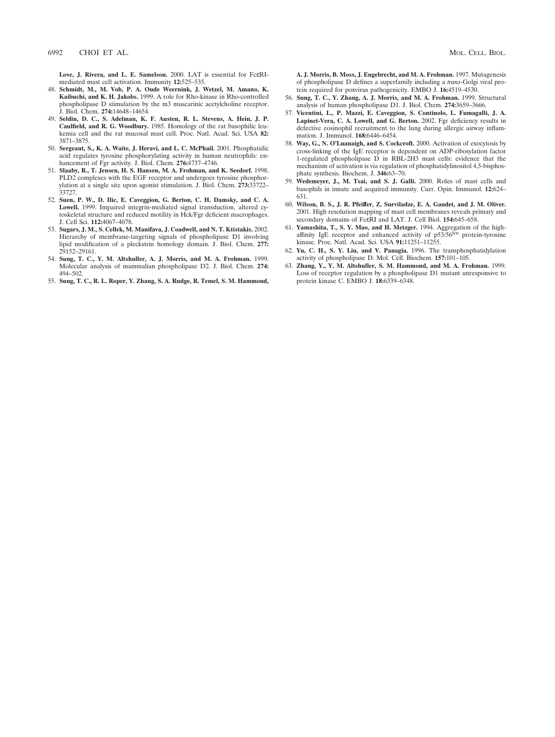**Love, J. Rivera, and L. E. Samelson.** 2000. LAT is essential for FcεRI-mediated mast cell activation. Immunity **12:**525–535.

48. **Schmidt, M., M. Vob, P. A. Oude Weernink, J. Wetzel, M. Amano, K. Kaibuchi, and K. H. Jakobs.** 1999. A role for Rho-kinase in Rho-controlled phospholipase D stimulation by the m3 muscarinic acetylcholine receptor. J. Biol. Chem. **274:**14648–14654.
49. **Seldin, D. C., S. Adelman, K. F. Austen, R. L. Stevens, A. Hein, J. P. Caulfield, and R. G. Woodbury.** 1985. Homology of the rat basophilic leukemia cell and the rat mucosal mast cell. Proc. Natl. Acad. Sci. USA **82:** 3871–3875.
50. **Sergeant, S., K. A. Waite, J. Heravi, and L. C. McPhail.** 2001. Phosphatidic acid regulates tyrosine phosphorylating activity in human neutrophils: enhancement of Fgr activity. J. Biol. Chem. **276:**4737–4746.
51. **Slaaby, R., T. Jensen, H. S. Hansen, M. A. Frohman, and K. Seedorf.** 1998. PLD2 complexes with the EGF receptor and undergoes tyrosine phosphorylation at a single site upon agonist stimulation. J. Biol. Chem. **273:**33722–33727.
52. **Suen, P. W., D. Ilic, E. Caveggion, G. Berton, C. H. Damsky, and C. A. Lowell.** 1999. Impaired integrin-mediated signal transduction, altered cytoskeletal structure and reduced motility in Hck/Fgr deficient macrophages. J. Cell Sci. **112:**4067–4078.
53. **Sugars, J. M., S. Cellek, M. Manifava, J. Coadwell, and N. T. Ktistakis.** 2002. Hierarchy of membrane-targeting signals of phospholipase D1 involving lipid modification of a pleckstrin homology domain. J. Biol. Chem. **277:** 29152–29161.
54. **Sung, T. C., Y. M. Altshuller, A. J. Morris, and M. A. Frohman.** 1999. Molecular analysis of mammalian phospholipase D2. J. Biol. Chem. **274:** 494–502.
55. **Sung, T. C., R. L. Roper, Y. Zhang, S. A. Rudge, R. Temel, S. M. Hammond, A. J. Morris, B. Moss, J. Engebrecht, and M. A. Frohman.** 1997. Mutagenesis of phospholipase D defines a superfamily including a *trans*-Golgi viral protein required for poxvirus pathogenicity. EMBO J. **16:**4519–4530.
56. **Sung, T. C., Y. Zhang, A. J. Morris, and M. A. Frohman.** 1999. Structural analysis of human phospholipase D1. J. Biol. Chem. **274:**3659–3666.
57. **Vicentini, L., P. Mazzi, E. Caveggion, S. Continolo, L. Fumagalli, J. A. Lapinet-Vera, C. A. Lowell, and G. Berton.** 2002. Fgr deficiency results in defective eosinophil recruitment to the lung during allergic airway inflammation. J. Immunol. **168:**6446–6454.
58. **Way, G., N. O'Luanaigh, and S. Cockcroft.** 2000. Activation of exocytosis by cross-linking of the IgE receptor is dependent on ADP-ribosylation factor 1-regulated phospholipase D in RBL-2H3 mast cells: evidence that the mechanism of activation is via regulation of phosphatidylinositol 4,5-bisphosphate synthesis. Biochem. J. **346:**63–70.
59. **Wedemeyer, J., M. Tsai, and S. J. Galli.** 2000. Roles of mast cells and basophils in innate and acquired immunity. Curr. Opin. Immunol. **12:**624–631.
60. **Wilson, B. S., J. R. Pfeiffer, Z. Surviladze, E. A. Gaudet, and J. M. Oliver.** 2001. High resolution mapping of mast cell membranes reveals primary and secondary domains of FcεRI and LAT. J. Cell Biol. **154:**645–658.
61. **Yamashita, T., S. Y. Mao, and H. Metzger.** 1994. Aggregation of the high-affinity IgE receptor and enhanced activity of p53/56$^{lyn}$ protein-tyrosine kinase. Proc. Natl. Acad. Sci. USA **91:**11251–11255.
62. **Yu, C. H., S. Y. Liu, and V. Panagia.** 1996. The transphosphatidylation activity of phospholipase D. Mol. Cell. Biochem. **157:**101–105.
63. **Zhang, Y., Y. M. Altshuller, S. M. Hammond, and M. A. Frohman.** 1999. Loss of receptor regulation by a phospholipase D1 mutant unresponsive to protein kinase C. EMBO J. **18:**6339–6348.